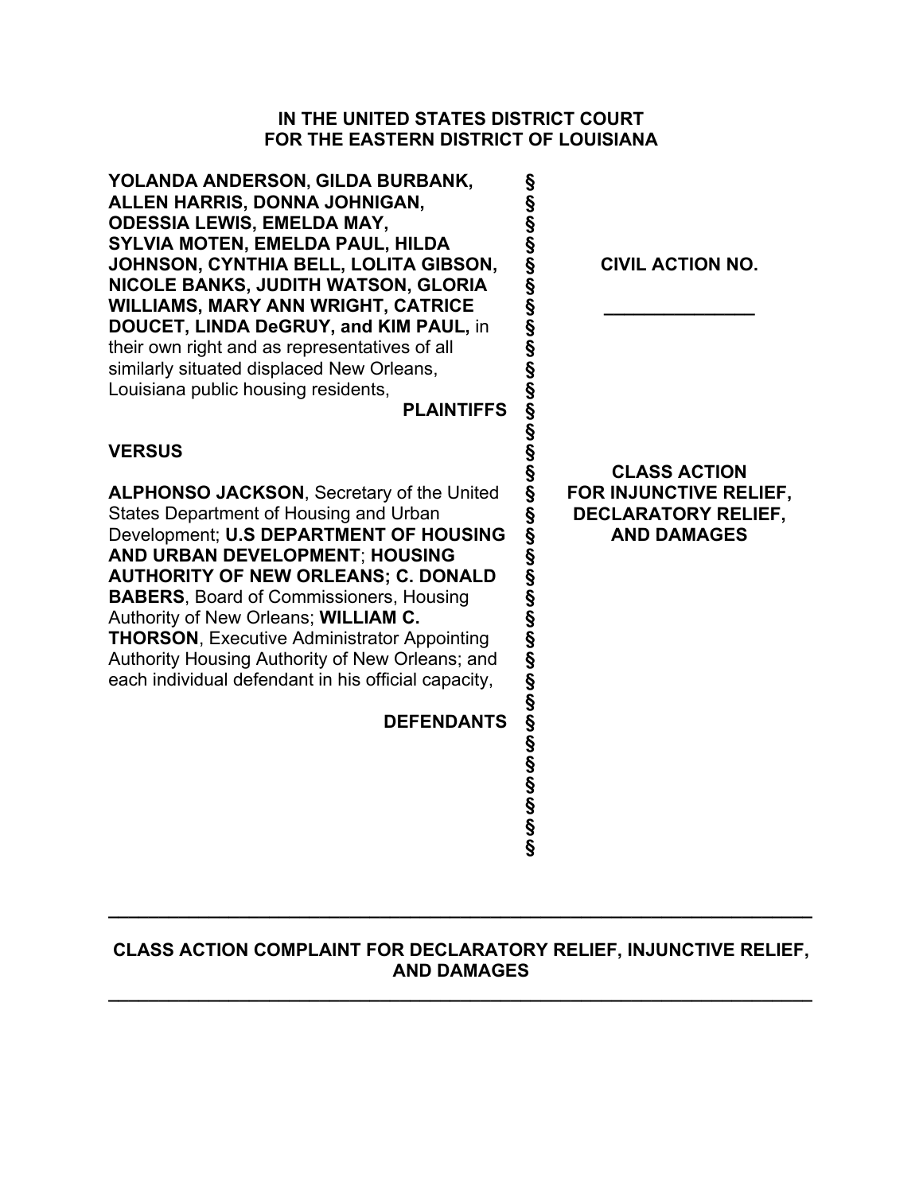**IN THE UNITED STATES DISTRICT COURT**
**FOR THE EASTERN DISTRICT OF LOUISIANA**

**YOLANDA ANDERSON, GILDA BURBANK, ALLEN HARRIS, DONNA JOHNIGAN, ODESSIA LEWIS, EMELDA MAY, SYLVIA MOTEN, EMELDA PAUL, HILDA JOHNSON, CYNTHIA BELL, LOLITA GIBSON, NICOLE BANKS, JUDITH WATSON, GLORIA WILLIAMS, MARY ANN WRIGHT, CATRICE DOUCET, LINDA DeGRUY, and KIM PAUL,** in their own right and as representatives of all similarly situated displaced New Orleans, Louisiana public housing residents,

**PLAINTIFFS**

**VERSUS**

**ALPHONSO JACKSON**, Secretary of the United States Department of Housing and Urban Development; **U.S DEPARTMENT OF HOUSING AND URBAN DEVELOPMENT**; **HOUSING AUTHORITY OF NEW ORLEANS; C. DONALD BABERS**, Board of Commissioners, Housing Authority of New Orleans; **WILLIAM C. THORSON**, Executive Administrator Appointing Authority Housing Authority of New Orleans; and each individual defendant in his official capacity,

**DEFENDANTS**

**CIVIL ACTION NO.**

**_______________**

**CLASS ACTION FOR INJUNCTIVE RELIEF, DECLARATORY RELIEF, AND DAMAGES**

---

**CLASS ACTION COMPLAINT FOR DECLARATORY RELIEF, INJUNCTIVE RELIEF, AND DAMAGES**

---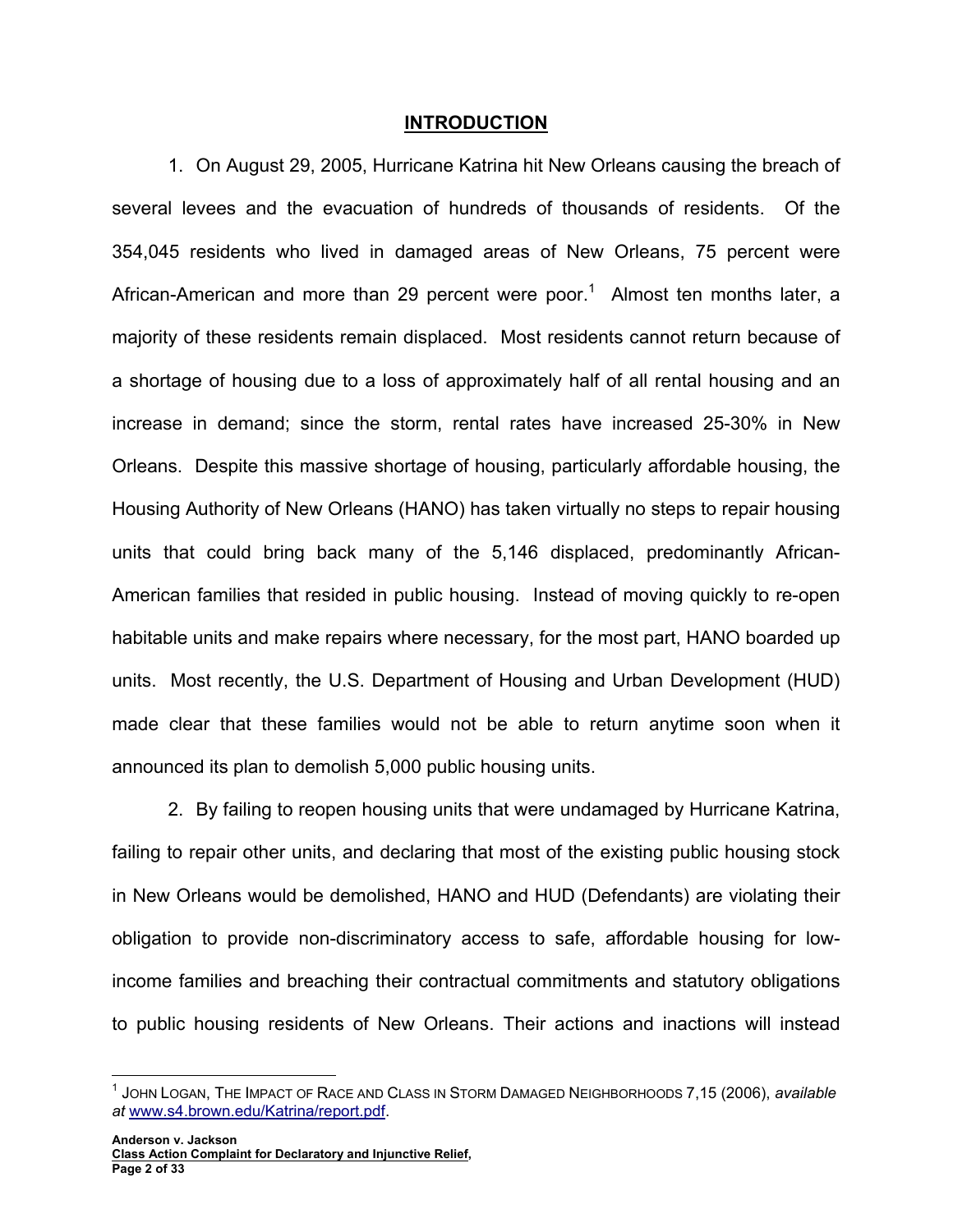## INTRODUCTION

1. On August 29, 2005, Hurricane Katrina hit New Orleans causing the breach of several levees and the evacuation of hundreds of thousands of residents. Of the 354,045 residents who lived in damaged areas of New Orleans, 75 percent were African-American and more than 29 percent were poor.[1] Almost ten months later, a majority of these residents remain displaced. Most residents cannot return because of a shortage of housing due to a loss of approximately half of all rental housing and an increase in demand; since the storm, rental rates have increased 25-30% in New Orleans. Despite this massive shortage of housing, particularly affordable housing, the Housing Authority of New Orleans (HANO) has taken virtually no steps to repair housing units that could bring back many of the 5,146 displaced, predominantly African-American families that resided in public housing. Instead of moving quickly to re-open habitable units and make repairs where necessary, for the most part, HANO boarded up units. Most recently, the U.S. Department of Housing and Urban Development (HUD) made clear that these families would not be able to return anytime soon when it announced its plan to demolish 5,000 public housing units.

2. By failing to reopen housing units that were undamaged by Hurricane Katrina, failing to repair other units, and declaring that most of the existing public housing stock in New Orleans would be demolished, HANO and HUD (Defendants) are violating their obligation to provide non-discriminatory access to safe, affordable housing for low-income families and breaching their contractual commitments and statutory obligations to public housing residents of New Orleans. Their actions and inactions will instead

---

[1] JOHN LOGAN, THE IMPACT OF RACE AND CLASS IN STORM DAMAGED NEIGHBORHOODS 7,15 (2006), *available at* www.s4.brown.edu/Katrina/report.pdf.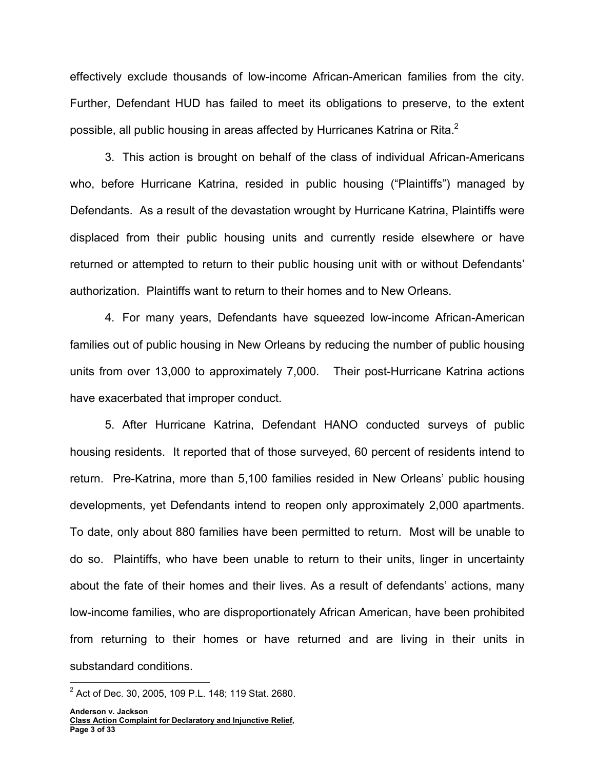effectively exclude thousands of low-income African-American families from the city. Further, Defendant HUD has failed to meet its obligations to preserve, to the extent possible, all public housing in areas affected by Hurricanes Katrina or Rita.[2]

3. This action is brought on behalf of the class of individual African-Americans who, before Hurricane Katrina, resided in public housing ("Plaintiffs") managed by Defendants. As a result of the devastation wrought by Hurricane Katrina, Plaintiffs were displaced from their public housing units and currently reside elsewhere or have returned or attempted to return to their public housing unit with or without Defendants' authorization. Plaintiffs want to return to their homes and to New Orleans.

4. For many years, Defendants have squeezed low-income African-American families out of public housing in New Orleans by reducing the number of public housing units from over 13,000 to approximately 7,000. Their post-Hurricane Katrina actions have exacerbated that improper conduct.

5. After Hurricane Katrina, Defendant HANO conducted surveys of public housing residents. It reported that of those surveyed, 60 percent of residents intend to return. Pre-Katrina, more than 5,100 families resided in New Orleans' public housing developments, yet Defendants intend to reopen only approximately 2,000 apartments. To date, only about 880 families have been permitted to return. Most will be unable to do so. Plaintiffs, who have been unable to return to their units, linger in uncertainty about the fate of their homes and their lives. As a result of defendants' actions, many low-income families, who are disproportionately African American, have been prohibited from returning to their homes or have returned and are living in their units in substandard conditions.

---

[2] Act of Dec. 30, 2005, 109 P.L. 148; 119 Stat. 2680.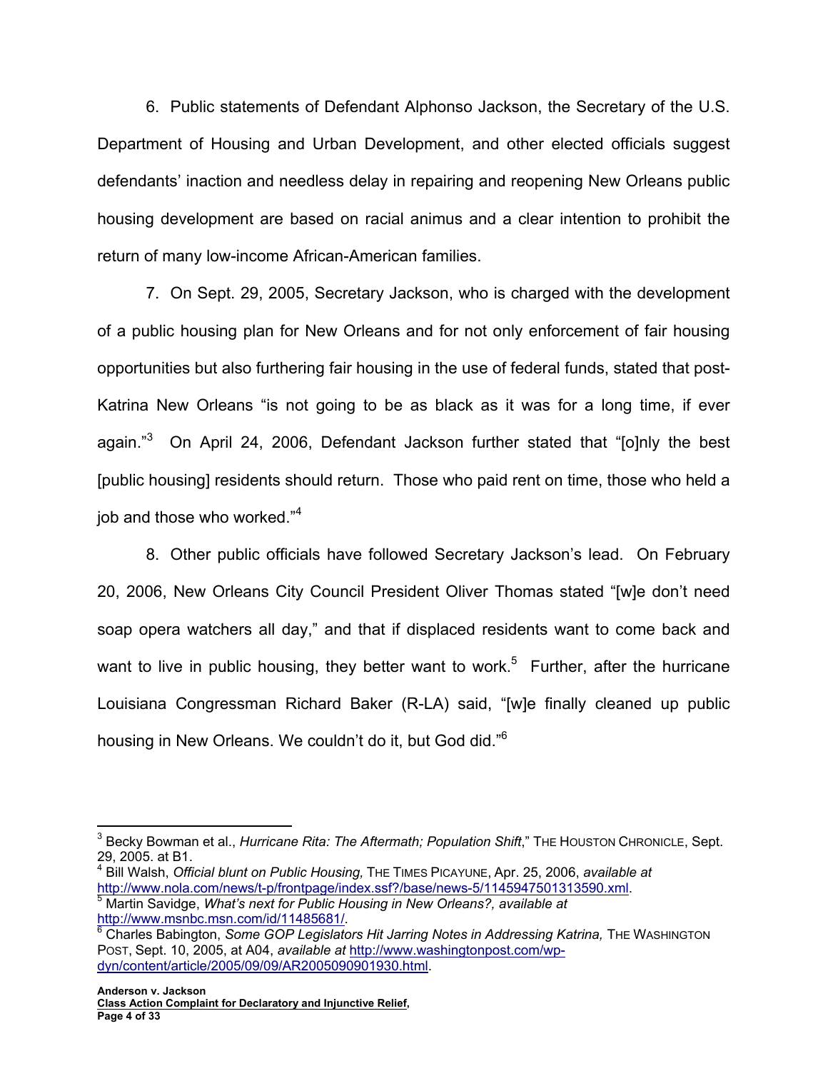6. Public statements of Defendant Alphonso Jackson, the Secretary of the U.S. Department of Housing and Urban Development, and other elected officials suggest defendants' inaction and needless delay in repairing and reopening New Orleans public housing development are based on racial animus and a clear intention to prohibit the return of many low-income African-American families.

7. On Sept. 29, 2005, Secretary Jackson, who is charged with the development of a public housing plan for New Orleans and for not only enforcement of fair housing opportunities but also furthering fair housing in the use of federal funds, stated that post-Katrina New Orleans "is not going to be as black as it was for a long time, if ever again."[3] On April 24, 2006, Defendant Jackson further stated that "[o]nly the best [public housing] residents should return. Those who paid rent on time, those who held a job and those who worked."[4]

8. Other public officials have followed Secretary Jackson's lead. On February 20, 2006, New Orleans City Council President Oliver Thomas stated "[w]e don't need soap opera watchers all day," and that if displaced residents want to come back and want to live in public housing, they better want to work.[5] Further, after the hurricane Louisiana Congressman Richard Baker (R-LA) said, "[w]e finally cleaned up public housing in New Orleans. We couldn't do it, but God did."[6]

---

[3] Becky Bowman et al., *Hurricane Rita: The Aftermath; Population Shift*," THE HOUSTON CHRONICLE, Sept. 29, 2005. at B1.

[4] Bill Walsh, *Official blunt on Public Housing,* THE TIMES PICAYUNE, Apr. 25, 2006, *available at* http://www.nola.com/news/t-p/frontpage/index.ssf?/base/news-5/1145947501313590.xml.

[5] Martin Savidge, *What's next for Public Housing in New Orleans?, available at* http://www.msnbc.msn.com/id/11485681/.

[6] Charles Babington, *Some GOP Legislators Hit Jarring Notes in Addressing Katrina,* THE WASHINGTON POST, Sept. 10, 2005, at A04, *available at* http://www.washingtonpost.com/wp-dyn/content/article/2005/09/09/AR2005090901930.html.

**Anderson v. Jackson**
**Class Action Complaint for Declaratory and Injunctive Relief,**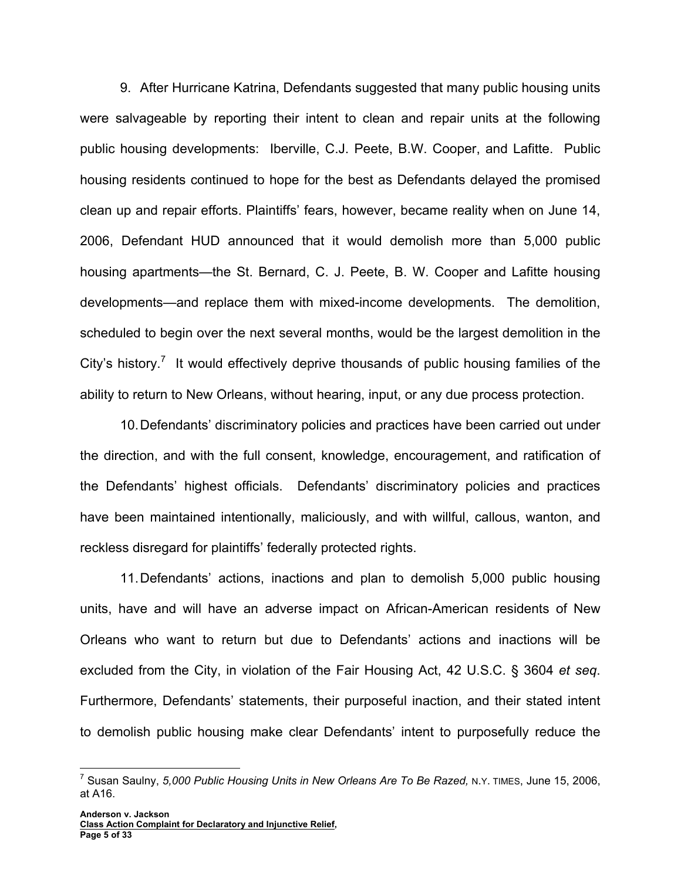9. After Hurricane Katrina, Defendants suggested that many public housing units were salvageable by reporting their intent to clean and repair units at the following public housing developments: Iberville, C.J. Peete, B.W. Cooper, and Lafitte. Public housing residents continued to hope for the best as Defendants delayed the promised clean up and repair efforts. Plaintiffs' fears, however, became reality when on June 14, 2006, Defendant HUD announced that it would demolish more than 5,000 public housing apartments—the St. Bernard, C. J. Peete, B. W. Cooper and Lafitte housing developments—and replace them with mixed-income developments. The demolition, scheduled to begin over the next several months, would be the largest demolition in the City's history.[7] It would effectively deprive thousands of public housing families of the ability to return to New Orleans, without hearing, input, or any due process protection.

10. Defendants' discriminatory policies and practices have been carried out under the direction, and with the full consent, knowledge, encouragement, and ratification of the Defendants' highest officials. Defendants' discriminatory policies and practices have been maintained intentionally, maliciously, and with willful, callous, wanton, and reckless disregard for plaintiffs' federally protected rights.

11. Defendants' actions, inactions and plan to demolish 5,000 public housing units, have and will have an adverse impact on African-American residents of New Orleans who want to return but due to Defendants' actions and inactions will be excluded from the City, in violation of the Fair Housing Act, 42 U.S.C. § 3604 *et seq*. Furthermore, Defendants' statements, their purposeful inaction, and their stated intent to demolish public housing make clear Defendants' intent to purposefully reduce the

---

[7] Susan Saulny, *5,000 Public Housing Units in New Orleans Are To Be Razed,* N.Y. TIMES, June 15, 2006, at A16.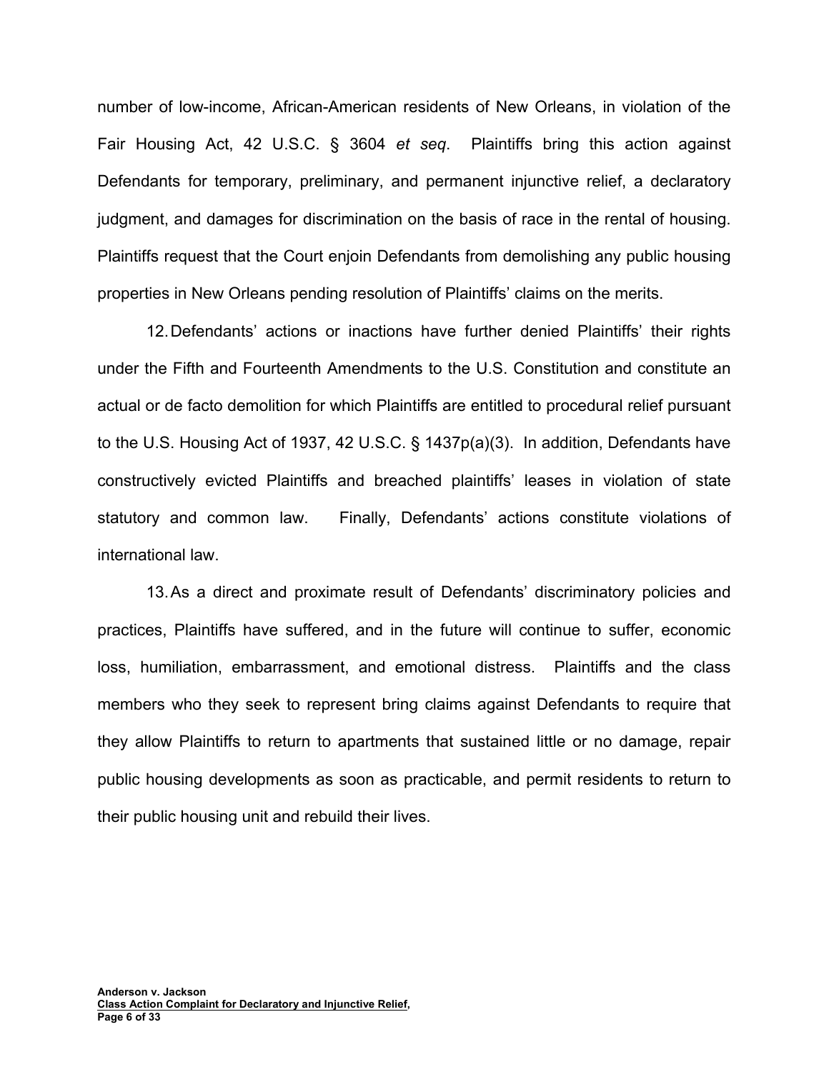number of low-income, African-American residents of New Orleans, in violation of the Fair Housing Act, 42 U.S.C. § 3604 *et seq*. Plaintiffs bring this action against Defendants for temporary, preliminary, and permanent injunctive relief, a declaratory judgment, and damages for discrimination on the basis of race in the rental of housing. Plaintiffs request that the Court enjoin Defendants from demolishing any public housing properties in New Orleans pending resolution of Plaintiffs' claims on the merits.

12. Defendants' actions or inactions have further denied Plaintiffs' their rights under the Fifth and Fourteenth Amendments to the U.S. Constitution and constitute an actual or de facto demolition for which Plaintiffs are entitled to procedural relief pursuant to the U.S. Housing Act of 1937, 42 U.S.C. § 1437p(a)(3). In addition, Defendants have constructively evicted Plaintiffs and breached plaintiffs' leases in violation of state statutory and common law. Finally, Defendants' actions constitute violations of international law.

13. As a direct and proximate result of Defendants' discriminatory policies and practices, Plaintiffs have suffered, and in the future will continue to suffer, economic loss, humiliation, embarrassment, and emotional distress. Plaintiffs and the class members who they seek to represent bring claims against Defendants to require that they allow Plaintiffs to return to apartments that sustained little or no damage, repair public housing developments as soon as practicable, and permit residents to return to their public housing unit and rebuild their lives.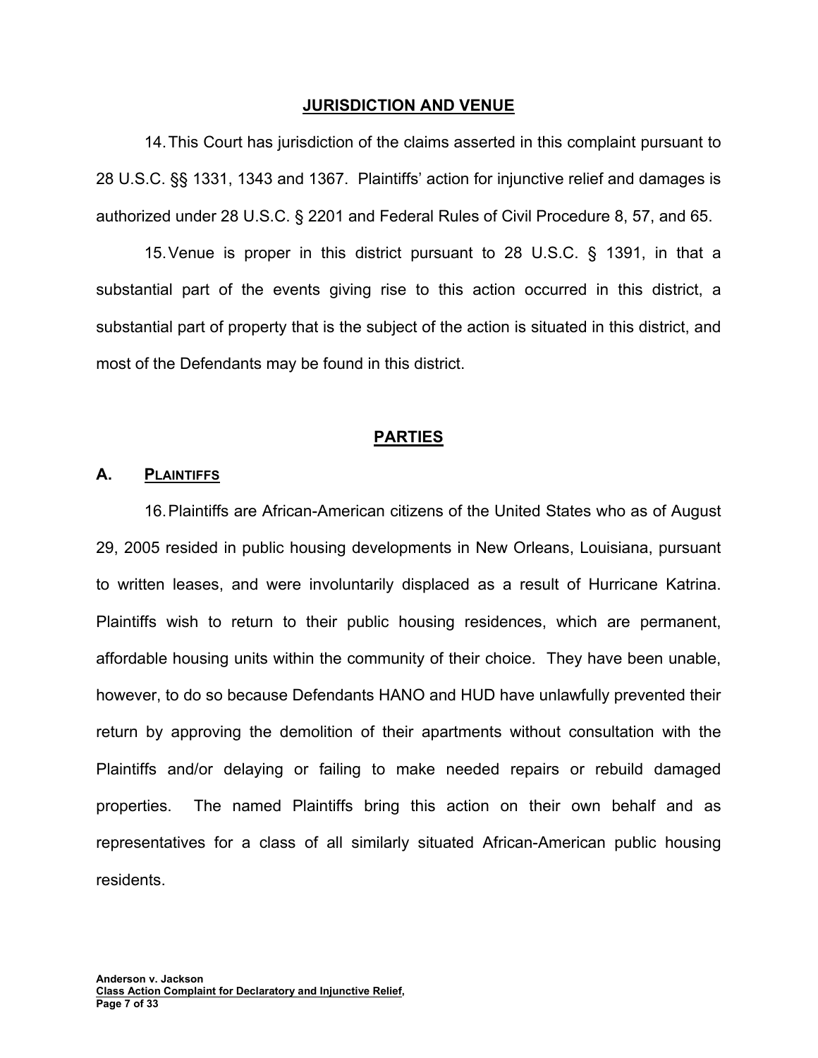## JURISDICTION AND VENUE

14. This Court has jurisdiction of the claims asserted in this complaint pursuant to 28 U.S.C. §§ 1331, 1343 and 1367. Plaintiffs' action for injunctive relief and damages is authorized under 28 U.S.C. § 2201 and Federal Rules of Civil Procedure 8, 57, and 65.

15. Venue is proper in this district pursuant to 28 U.S.C. § 1391, in that a substantial part of the events giving rise to this action occurred in this district, a substantial part of property that is the subject of the action is situated in this district, and most of the Defendants may be found in this district.

## PARTIES

### A. PLAINTIFFS

16. Plaintiffs are African-American citizens of the United States who as of August 29, 2005 resided in public housing developments in New Orleans, Louisiana, pursuant to written leases, and were involuntarily displaced as a result of Hurricane Katrina. Plaintiffs wish to return to their public housing residences, which are permanent, affordable housing units within the community of their choice. They have been unable, however, to do so because Defendants HANO and HUD have unlawfully prevented their return by approving the demolition of their apartments without consultation with the Plaintiffs and/or delaying or failing to make needed repairs or rebuild damaged properties. The named Plaintiffs bring this action on their own behalf and as representatives for a class of all similarly situated African-American public housing residents.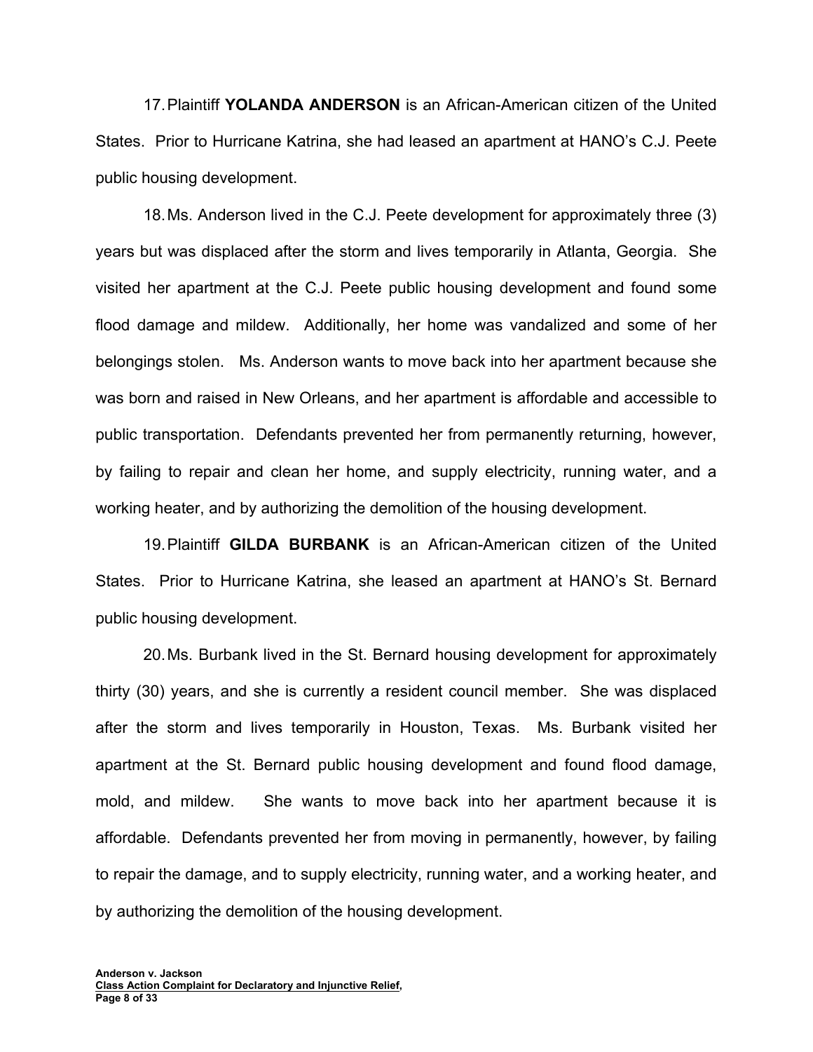17. Plaintiff **YOLANDA ANDERSON** is an African-American citizen of the United States. Prior to Hurricane Katrina, she had leased an apartment at HANO's C.J. Peete public housing development.

18. Ms. Anderson lived in the C.J. Peete development for approximately three (3) years but was displaced after the storm and lives temporarily in Atlanta, Georgia. She visited her apartment at the C.J. Peete public housing development and found some flood damage and mildew. Additionally, her home was vandalized and some of her belongings stolen. Ms. Anderson wants to move back into her apartment because she was born and raised in New Orleans, and her apartment is affordable and accessible to public transportation. Defendants prevented her from permanently returning, however, by failing to repair and clean her home, and supply electricity, running water, and a working heater, and by authorizing the demolition of the housing development.

19. Plaintiff **GILDA BURBANK** is an African-American citizen of the United States. Prior to Hurricane Katrina, she leased an apartment at HANO's St. Bernard public housing development.

20. Ms. Burbank lived in the St. Bernard housing development for approximately thirty (30) years, and she is currently a resident council member. She was displaced after the storm and lives temporarily in Houston, Texas. Ms. Burbank visited her apartment at the St. Bernard public housing development and found flood damage, mold, and mildew. She wants to move back into her apartment because it is affordable. Defendants prevented her from moving in permanently, however, by failing to repair the damage, and to supply electricity, running water, and a working heater, and by authorizing the demolition of the housing development.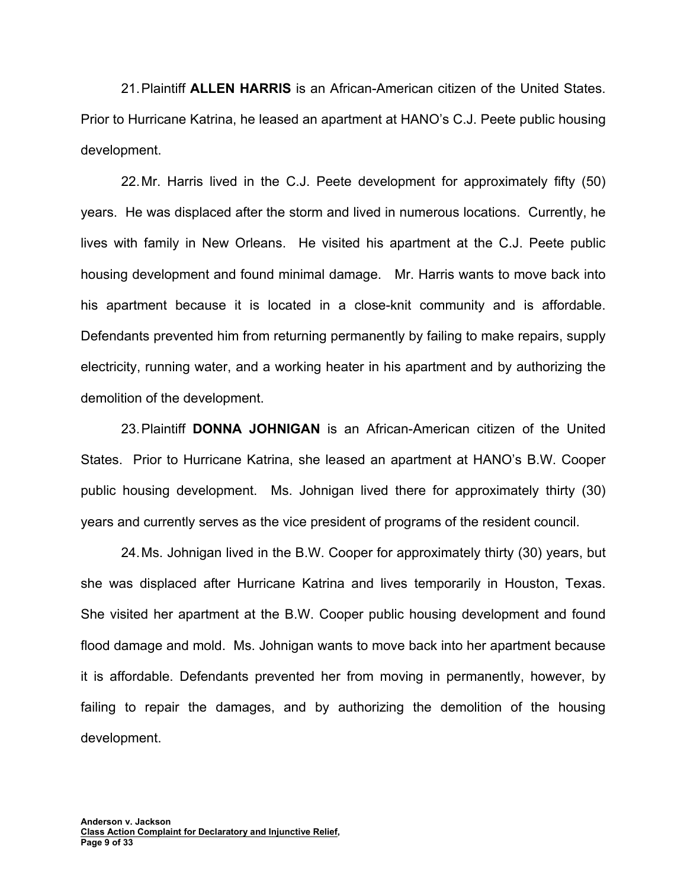21. Plaintiff **ALLEN HARRIS** is an African-American citizen of the United States. Prior to Hurricane Katrina, he leased an apartment at HANO's C.J. Peete public housing development.

22. Mr. Harris lived in the C.J. Peete development for approximately fifty (50) years. He was displaced after the storm and lived in numerous locations. Currently, he lives with family in New Orleans. He visited his apartment at the C.J. Peete public housing development and found minimal damage. Mr. Harris wants to move back into his apartment because it is located in a close-knit community and is affordable. Defendants prevented him from returning permanently by failing to make repairs, supply electricity, running water, and a working heater in his apartment and by authorizing the demolition of the development.

23. Plaintiff **DONNA JOHNIGAN** is an African-American citizen of the United States. Prior to Hurricane Katrina, she leased an apartment at HANO's B.W. Cooper public housing development. Ms. Johnigan lived there for approximately thirty (30) years and currently serves as the vice president of programs of the resident council.

24. Ms. Johnigan lived in the B.W. Cooper for approximately thirty (30) years, but she was displaced after Hurricane Katrina and lives temporarily in Houston, Texas. She visited her apartment at the B.W. Cooper public housing development and found flood damage and mold. Ms. Johnigan wants to move back into her apartment because it is affordable. Defendants prevented her from moving in permanently, however, by failing to repair the damages, and by authorizing the demolition of the housing development.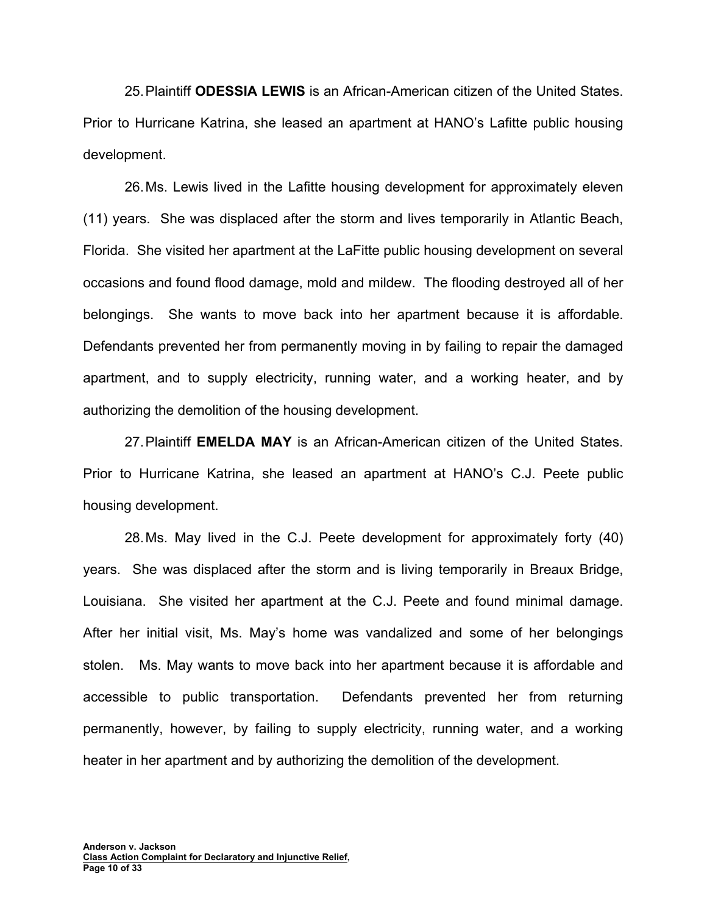25. Plaintiff **ODESSIA LEWIS** is an African-American citizen of the United States. Prior to Hurricane Katrina, she leased an apartment at HANO's Lafitte public housing development.

26. Ms. Lewis lived in the Lafitte housing development for approximately eleven (11) years. She was displaced after the storm and lives temporarily in Atlantic Beach, Florida. She visited her apartment at the LaFitte public housing development on several occasions and found flood damage, mold and mildew. The flooding destroyed all of her belongings. She wants to move back into her apartment because it is affordable. Defendants prevented her from permanently moving in by failing to repair the damaged apartment, and to supply electricity, running water, and a working heater, and by authorizing the demolition of the housing development.

27. Plaintiff **EMELDA MAY** is an African-American citizen of the United States. Prior to Hurricane Katrina, she leased an apartment at HANO's C.J. Peete public housing development.

28. Ms. May lived in the C.J. Peete development for approximately forty (40) years. She was displaced after the storm and is living temporarily in Breaux Bridge, Louisiana. She visited her apartment at the C.J. Peete and found minimal damage. After her initial visit, Ms. May's home was vandalized and some of her belongings stolen. Ms. May wants to move back into her apartment because it is affordable and accessible to public transportation. Defendants prevented her from returning permanently, however, by failing to supply electricity, running water, and a working heater in her apartment and by authorizing the demolition of the development.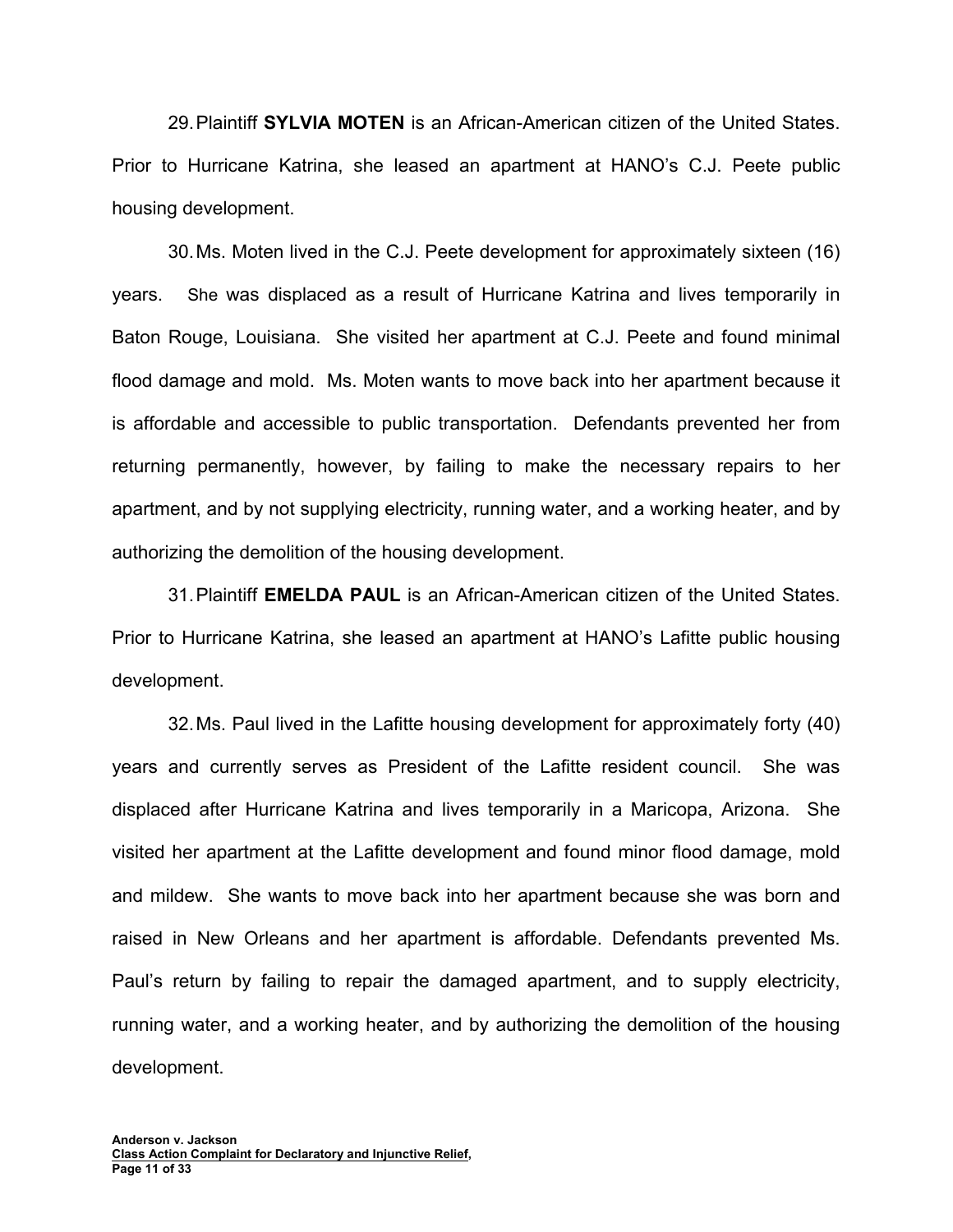29. Plaintiff **SYLVIA MOTEN** is an African-American citizen of the United States. Prior to Hurricane Katrina, she leased an apartment at HANO's C.J. Peete public housing development.

30. Ms. Moten lived in the C.J. Peete development for approximately sixteen (16) years. She was displaced as a result of Hurricane Katrina and lives temporarily in Baton Rouge, Louisiana. She visited her apartment at C.J. Peete and found minimal flood damage and mold. Ms. Moten wants to move back into her apartment because it is affordable and accessible to public transportation. Defendants prevented her from returning permanently, however, by failing to make the necessary repairs to her apartment, and by not supplying electricity, running water, and a working heater, and by authorizing the demolition of the housing development.

31. Plaintiff **EMELDA PAUL** is an African-American citizen of the United States. Prior to Hurricane Katrina, she leased an apartment at HANO's Lafitte public housing development.

32. Ms. Paul lived in the Lafitte housing development for approximately forty (40) years and currently serves as President of the Lafitte resident council. She was displaced after Hurricane Katrina and lives temporarily in a Maricopa, Arizona. She visited her apartment at the Lafitte development and found minor flood damage, mold and mildew. She wants to move back into her apartment because she was born and raised in New Orleans and her apartment is affordable. Defendants prevented Ms. Paul's return by failing to repair the damaged apartment, and to supply electricity, running water, and a working heater, and by authorizing the demolition of the housing development.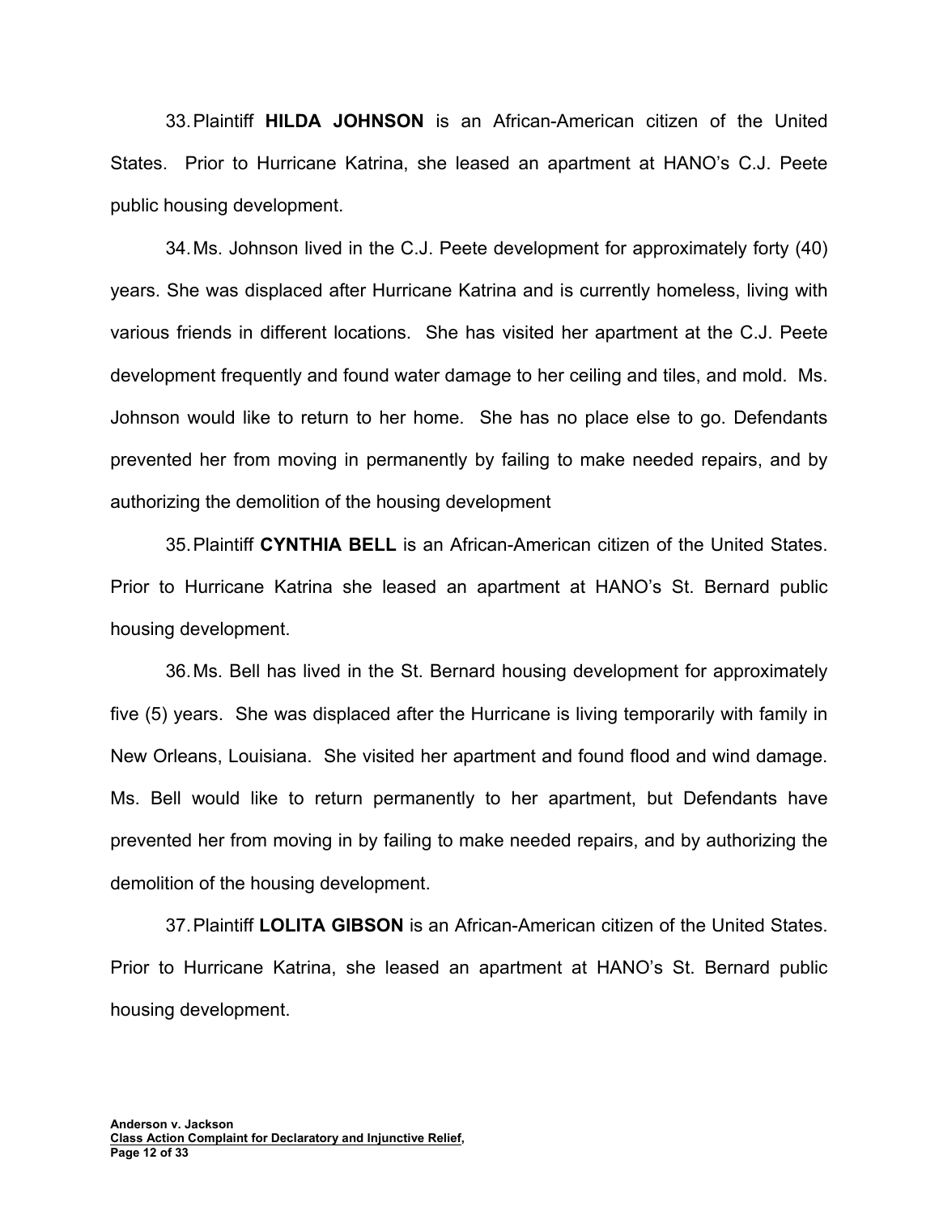33. Plaintiff **HILDA JOHNSON** is an African-American citizen of the United States. Prior to Hurricane Katrina, she leased an apartment at HANO's C.J. Peete public housing development.

34. Ms. Johnson lived in the C.J. Peete development for approximately forty (40) years. She was displaced after Hurricane Katrina and is currently homeless, living with various friends in different locations. She has visited her apartment at the C.J. Peete development frequently and found water damage to her ceiling and tiles, and mold. Ms. Johnson would like to return to her home. She has no place else to go. Defendants prevented her from moving in permanently by failing to make needed repairs, and by authorizing the demolition of the housing development

35. Plaintiff **CYNTHIA BELL** is an African-American citizen of the United States. Prior to Hurricane Katrina she leased an apartment at HANO's St. Bernard public housing development.

36. Ms. Bell has lived in the St. Bernard housing development for approximately five (5) years. She was displaced after the Hurricane is living temporarily with family in New Orleans, Louisiana. She visited her apartment and found flood and wind damage. Ms. Bell would like to return permanently to her apartment, but Defendants have prevented her from moving in by failing to make needed repairs, and by authorizing the demolition of the housing development.

37. Plaintiff **LOLITA GIBSON** is an African-American citizen of the United States. Prior to Hurricane Katrina, she leased an apartment at HANO's St. Bernard public housing development.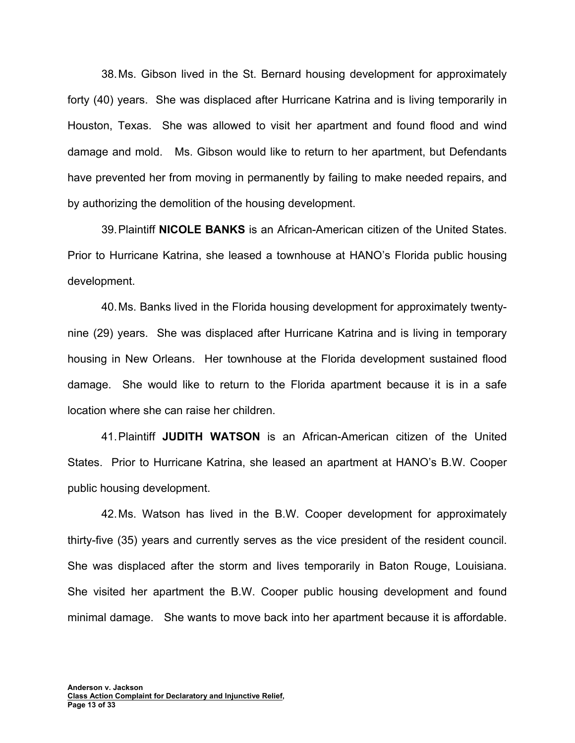38. Ms. Gibson lived in the St. Bernard housing development for approximately forty (40) years. She was displaced after Hurricane Katrina and is living temporarily in Houston, Texas. She was allowed to visit her apartment and found flood and wind damage and mold. Ms. Gibson would like to return to her apartment, but Defendants have prevented her from moving in permanently by failing to make needed repairs, and by authorizing the demolition of the housing development.

39. Plaintiff **NICOLE BANKS** is an African-American citizen of the United States. Prior to Hurricane Katrina, she leased a townhouse at HANO's Florida public housing development.

40. Ms. Banks lived in the Florida housing development for approximately twenty-nine (29) years. She was displaced after Hurricane Katrina and is living in temporary housing in New Orleans. Her townhouse at the Florida development sustained flood damage. She would like to return to the Florida apartment because it is in a safe location where she can raise her children.

41. Plaintiff **JUDITH WATSON** is an African-American citizen of the United States. Prior to Hurricane Katrina, she leased an apartment at HANO's B.W. Cooper public housing development.

42. Ms. Watson has lived in the B.W. Cooper development for approximately thirty-five (35) years and currently serves as the vice president of the resident council. She was displaced after the storm and lives temporarily in Baton Rouge, Louisiana. She visited her apartment the B.W. Cooper public housing development and found minimal damage. She wants to move back into her apartment because it is affordable.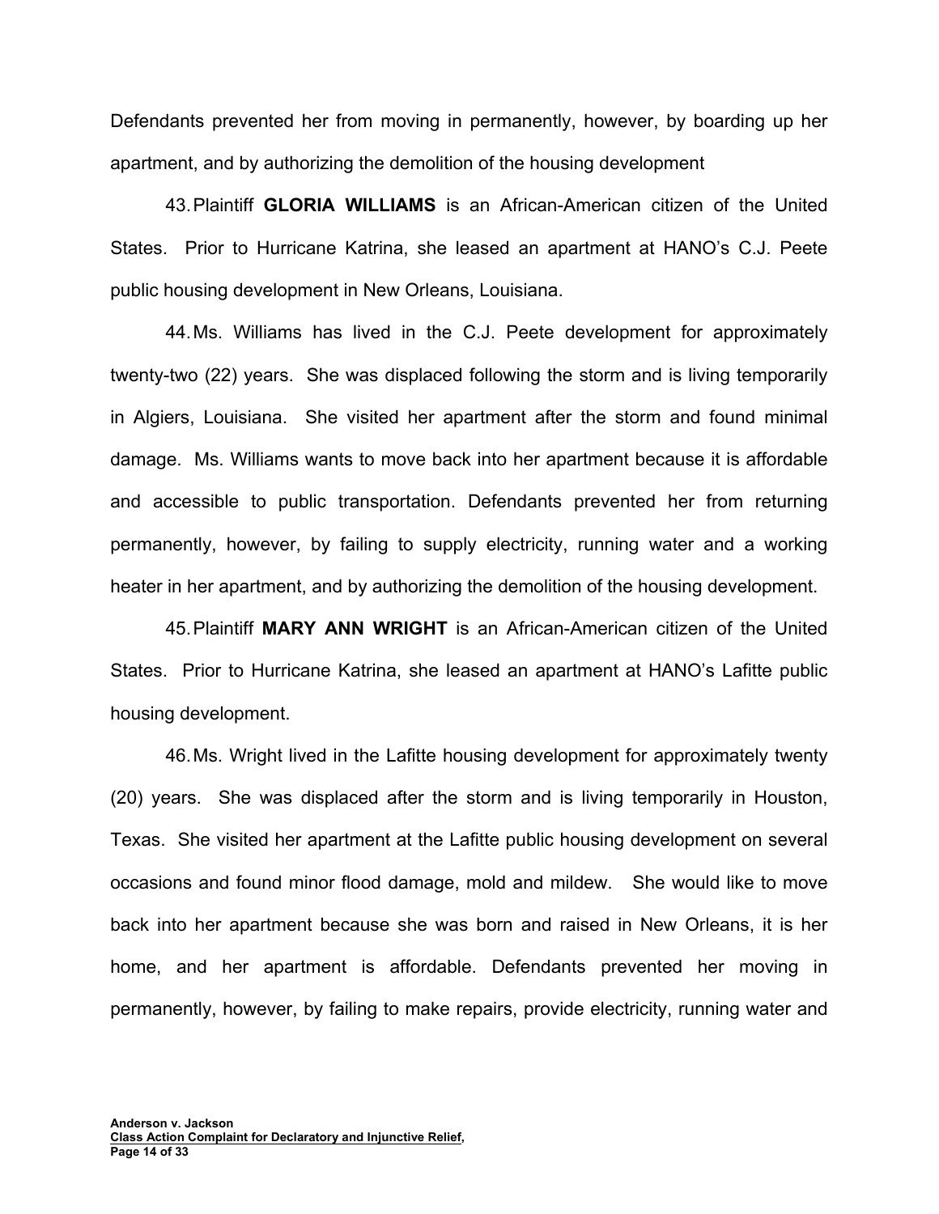Defendants prevented her from moving in permanently, however, by boarding up her apartment, and by authorizing the demolition of the housing development

43. Plaintiff **GLORIA WILLIAMS** is an African-American citizen of the United States. Prior to Hurricane Katrina, she leased an apartment at HANO's C.J. Peete public housing development in New Orleans, Louisiana.

44. Ms. Williams has lived in the C.J. Peete development for approximately twenty-two (22) years. She was displaced following the storm and is living temporarily in Algiers, Louisiana. She visited her apartment after the storm and found minimal damage. Ms. Williams wants to move back into her apartment because it is affordable and accessible to public transportation. Defendants prevented her from returning permanently, however, by failing to supply electricity, running water and a working heater in her apartment, and by authorizing the demolition of the housing development.

45. Plaintiff **MARY ANN WRIGHT** is an African-American citizen of the United States. Prior to Hurricane Katrina, she leased an apartment at HANO's Lafitte public housing development.

46. Ms. Wright lived in the Lafitte housing development for approximately twenty (20) years. She was displaced after the storm and is living temporarily in Houston, Texas. She visited her apartment at the Lafitte public housing development on several occasions and found minor flood damage, mold and mildew. She would like to move back into her apartment because she was born and raised in New Orleans, it is her home, and her apartment is affordable. Defendants prevented her moving in permanently, however, by failing to make repairs, provide electricity, running water and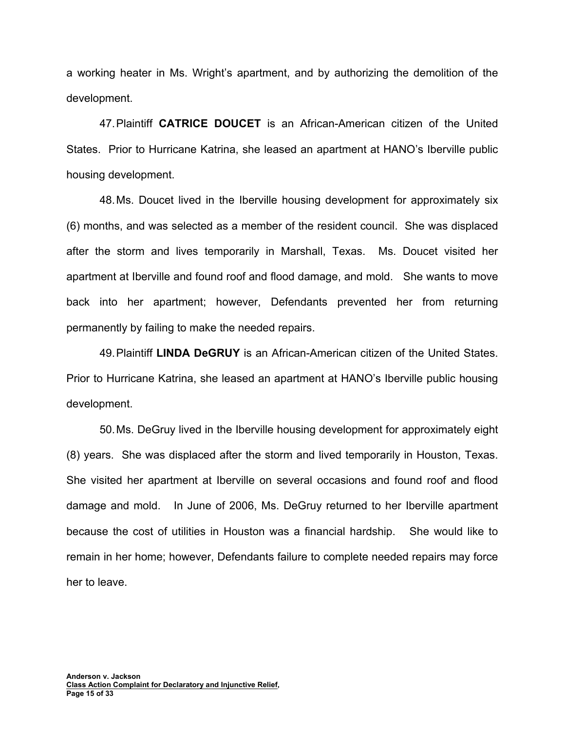a working heater in Ms. Wright's apartment, and by authorizing the demolition of the development.

47. Plaintiff **CATRICE DOUCET** is an African-American citizen of the United States. Prior to Hurricane Katrina, she leased an apartment at HANO's Iberville public housing development.

48. Ms. Doucet lived in the Iberville housing development for approximately six (6) months, and was selected as a member of the resident council. She was displaced after the storm and lives temporarily in Marshall, Texas. Ms. Doucet visited her apartment at Iberville and found roof and flood damage, and mold. She wants to move back into her apartment; however, Defendants prevented her from returning permanently by failing to make the needed repairs.

49. Plaintiff **LINDA DeGRUY** is an African-American citizen of the United States. Prior to Hurricane Katrina, she leased an apartment at HANO's Iberville public housing development.

50. Ms. DeGruy lived in the Iberville housing development for approximately eight (8) years. She was displaced after the storm and lived temporarily in Houston, Texas. She visited her apartment at Iberville on several occasions and found roof and flood damage and mold. In June of 2006, Ms. DeGruy returned to her Iberville apartment because the cost of utilities in Houston was a financial hardship. She would like to remain in her home; however, Defendants failure to complete needed repairs may force her to leave.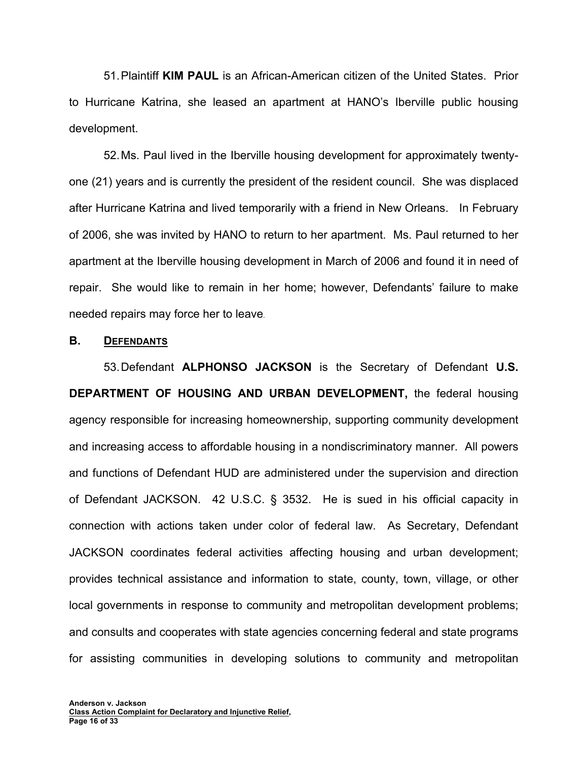51. Plaintiff **KIM PAUL** is an African-American citizen of the United States. Prior to Hurricane Katrina, she leased an apartment at HANO's Iberville public housing development.

52. Ms. Paul lived in the Iberville housing development for approximately twenty-one (21) years and is currently the president of the resident council. She was displaced after Hurricane Katrina and lived temporarily with a friend in New Orleans. In February of 2006, she was invited by HANO to return to her apartment. Ms. Paul returned to her apartment at the Iberville housing development in March of 2006 and found it in need of repair. She would like to remain in her home; however, Defendants' failure to make needed repairs may force her to leave.

**B. <u>DEFENDANTS</u>**

53. Defendant **ALPHONSO JACKSON** is the Secretary of Defendant **U.S. DEPARTMENT OF HOUSING AND URBAN DEVELOPMENT,** the federal housing agency responsible for increasing homeownership, supporting community development and increasing access to affordable housing in a nondiscriminatory manner. All powers and functions of Defendant HUD are administered under the supervision and direction of Defendant JACKSON. 42 U.S.C. § 3532. He is sued in his official capacity in connection with actions taken under color of federal law. As Secretary, Defendant JACKSON coordinates federal activities affecting housing and urban development; provides technical assistance and information to state, county, town, village, or other local governments in response to community and metropolitan development problems; and consults and cooperates with state agencies concerning federal and state programs for assisting communities in developing solutions to community and metropolitan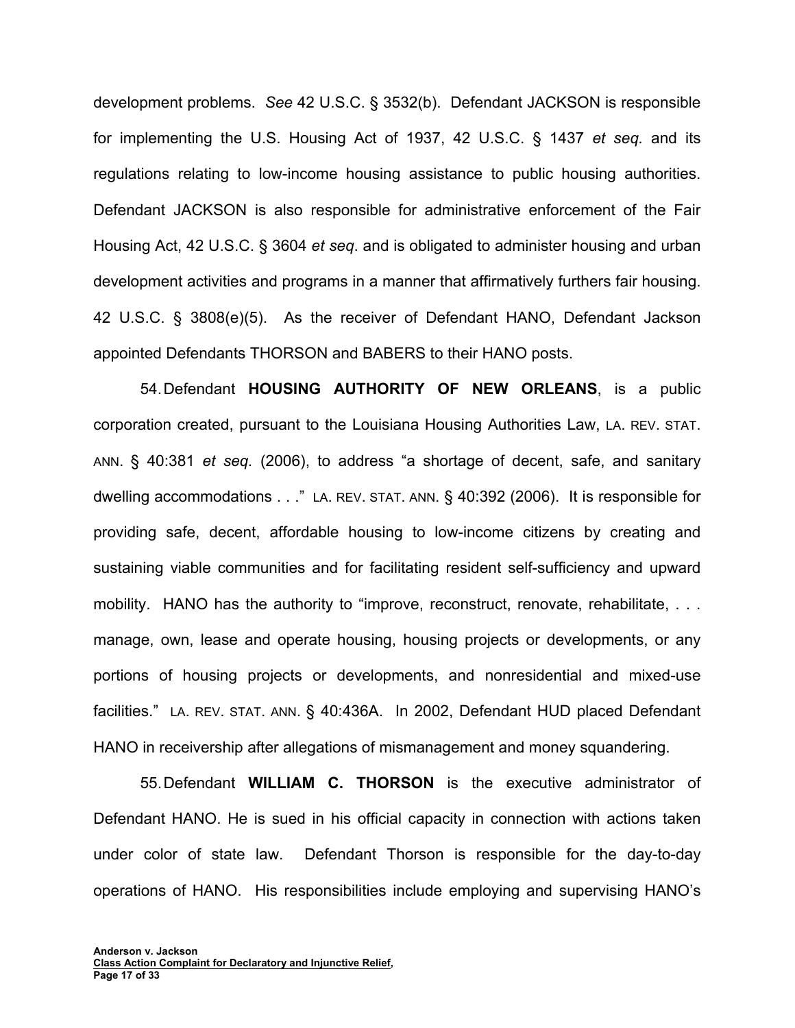development problems. *See* 42 U.S.C. § 3532(b). Defendant JACKSON is responsible for implementing the U.S. Housing Act of 1937, 42 U.S.C. § 1437 *et seq.* and its regulations relating to low-income housing assistance to public housing authorities. Defendant JACKSON is also responsible for administrative enforcement of the Fair Housing Act, 42 U.S.C. § 3604 *et seq*. and is obligated to administer housing and urban development activities and programs in a manner that affirmatively furthers fair housing. 42 U.S.C. § 3808(e)(5). As the receiver of Defendant HANO, Defendant Jackson appointed Defendants THORSON and BABERS to their HANO posts.

54. Defendant **HOUSING AUTHORITY OF NEW ORLEANS**, is a public corporation created, pursuant to the Louisiana Housing Authorities Law, LA. REV. STAT. ANN. § 40:381 *et seq.* (2006), to address "a shortage of decent, safe, and sanitary dwelling accommodations . . ." LA. REV. STAT. ANN. § 40:392 (2006). It is responsible for providing safe, decent, affordable housing to low-income citizens by creating and sustaining viable communities and for facilitating resident self-sufficiency and upward mobility. HANO has the authority to "improve, reconstruct, renovate, rehabilitate, . . . manage, own, lease and operate housing, housing projects or developments, or any portions of housing projects or developments, and nonresidential and mixed-use facilities." LA. REV. STAT. ANN. § 40:436A. In 2002, Defendant HUD placed Defendant HANO in receivership after allegations of mismanagement and money squandering.

55. Defendant **WILLIAM C. THORSON** is the executive administrator of Defendant HANO. He is sued in his official capacity in connection with actions taken under color of state law. Defendant Thorson is responsible for the day-to-day operations of HANO. His responsibilities include employing and supervising HANO's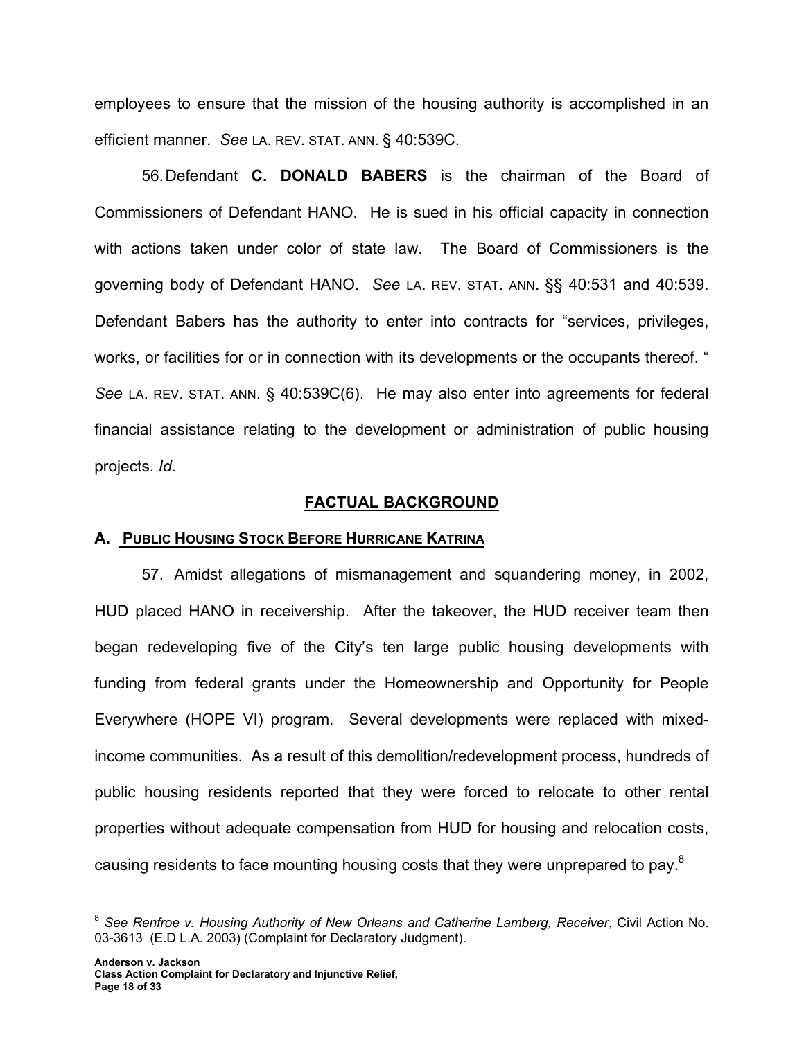employees to ensure that the mission of the housing authority is accomplished in an efficient manner. *See* LA. REV. STAT. ANN. § 40:539C.

56. Defendant **C. DONALD BABERS** is the chairman of the Board of Commissioners of Defendant HANO. He is sued in his official capacity in connection with actions taken under color of state law. The Board of Commissioners is the governing body of Defendant HANO. *See* LA. REV. STAT. ANN. §§ 40:531 and 40:539. Defendant Babers has the authority to enter into contracts for "services, privileges, works, or facilities for or in connection with its developments or the occupants thereof. " *See* LA. REV. STAT. ANN. § 40:539C(6). He may also enter into agreements for federal financial assistance relating to the development or administration of public housing projects. *Id*.

## FACTUAL BACKGROUND

### A. PUBLIC HOUSING STOCK BEFORE HURRICANE KATRINA

57. Amidst allegations of mismanagement and squandering money, in 2002, HUD placed HANO in receivership. After the takeover, the HUD receiver team then began redeveloping five of the City's ten large public housing developments with funding from federal grants under the Homeownership and Opportunity for People Everywhere (HOPE VI) program. Several developments were replaced with mixed-income communities. As a result of this demolition/redevelopment process, hundreds of public housing residents reported that they were forced to relocate to other rental properties without adequate compensation from HUD for housing and relocation costs, causing residents to face mounting housing costs that they were unprepared to pay.[8]

---

[8] *See Renfroe v. Housing Authority of New Orleans and Catherine Lamberg, Receiver*, Civil Action No. 03-3613 (E.D L.A. 2003) (Complaint for Declaratory Judgment).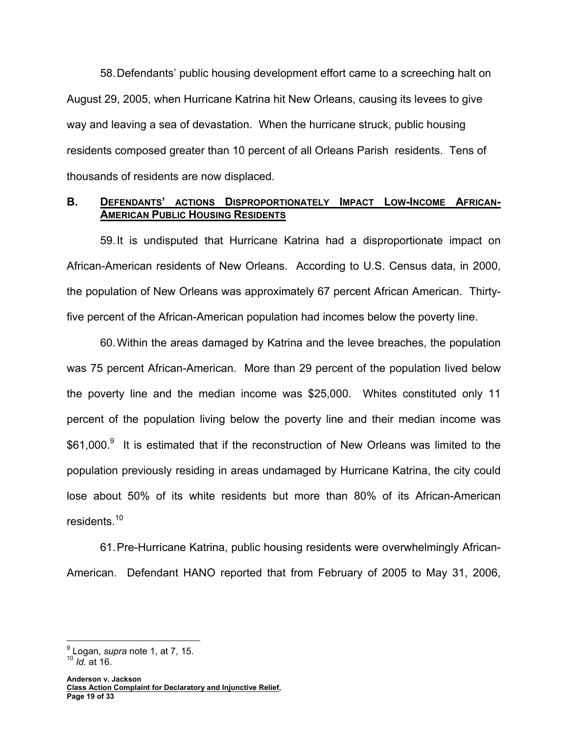58. Defendants' public housing development effort came to a screeching halt on August 29, 2005, when Hurricane Katrina hit New Orleans, causing its levees to give way and leaving a sea of devastation. When the hurricane struck, public housing residents composed greater than 10 percent of all Orleans Parish residents. Tens of thousands of residents are now displaced.

### B. <u>DEFENDANTS' ACTIONS DISPROPORTIONATELY IMPACT LOW-INCOME AFRICAN-AMERICAN PUBLIC HOUSING RESIDENTS</u>

59. It is undisputed that Hurricane Katrina had a disproportionate impact on African-American residents of New Orleans. According to U.S. Census data, in 2000, the population of New Orleans was approximately 67 percent African American. Thirty-five percent of the African-American population had incomes below the poverty line.

60. Within the areas damaged by Katrina and the levee breaches, the population was 75 percent African-American. More than 29 percent of the population lived below the poverty line and the median income was $25,000. Whites constituted only 11 percent of the population living below the poverty line and their median income was $61,000.[9] It is estimated that if the reconstruction of New Orleans was limited to the population previously residing in areas undamaged by Hurricane Katrina, the city could lose about 50% of its white residents but more than 80% of its African-American residents.[10]

61. Pre-Hurricane Katrina, public housing residents were overwhelmingly African-American. Defendant HANO reported that from February of 2005 to May 31, 2006,

---

[9] Logan, *supra* note 1, at 7, 15.

[10] *Id.* at 16.

**Anderson v. Jackson**
**<u>Class Action Complaint for Declaratory and Injunctive Relief</u>,**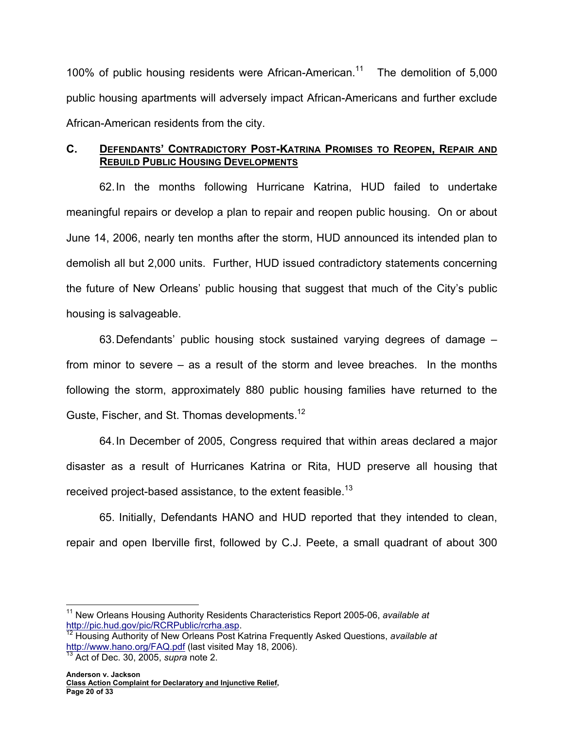100% of public housing residents were African-American.[11] The demolition of 5,000 public housing apartments will adversely impact African-Americans and further exclude African-American residents from the city.

### C. Defendants' Contradictory Post-Katrina Promises to Reopen, Repair and Rebuild Public Housing Developments

62. In the months following Hurricane Katrina, HUD failed to undertake meaningful repairs or develop a plan to repair and reopen public housing. On or about June 14, 2006, nearly ten months after the storm, HUD announced its intended plan to demolish all but 2,000 units. Further, HUD issued contradictory statements concerning the future of New Orleans' public housing that suggest that much of the City's public housing is salvageable.

63. Defendants' public housing stock sustained varying degrees of damage – from minor to severe – as a result of the storm and levee breaches. In the months following the storm, approximately 880 public housing families have returned to the Guste, Fischer, and St. Thomas developments.[12]

64. In December of 2005, Congress required that within areas declared a major disaster as a result of Hurricanes Katrina or Rita, HUD preserve all housing that received project-based assistance, to the extent feasible.[13]

65. Initially, Defendants HANO and HUD reported that they intended to clean, repair and open Iberville first, followed by C.J. Peete, a small quadrant of about 300

---

[11] New Orleans Housing Authority Residents Characteristics Report 2005-06, *available at* http://pic.hud.gov/pic/RCRPublic/rcrha.asp.

[12] Housing Authority of New Orleans Post Katrina Frequently Asked Questions, *available at* http://www.hano.org/FAQ.pdf (last visited May 18, 2006).

[13] Act of Dec. 30, 2005, *supra* note 2.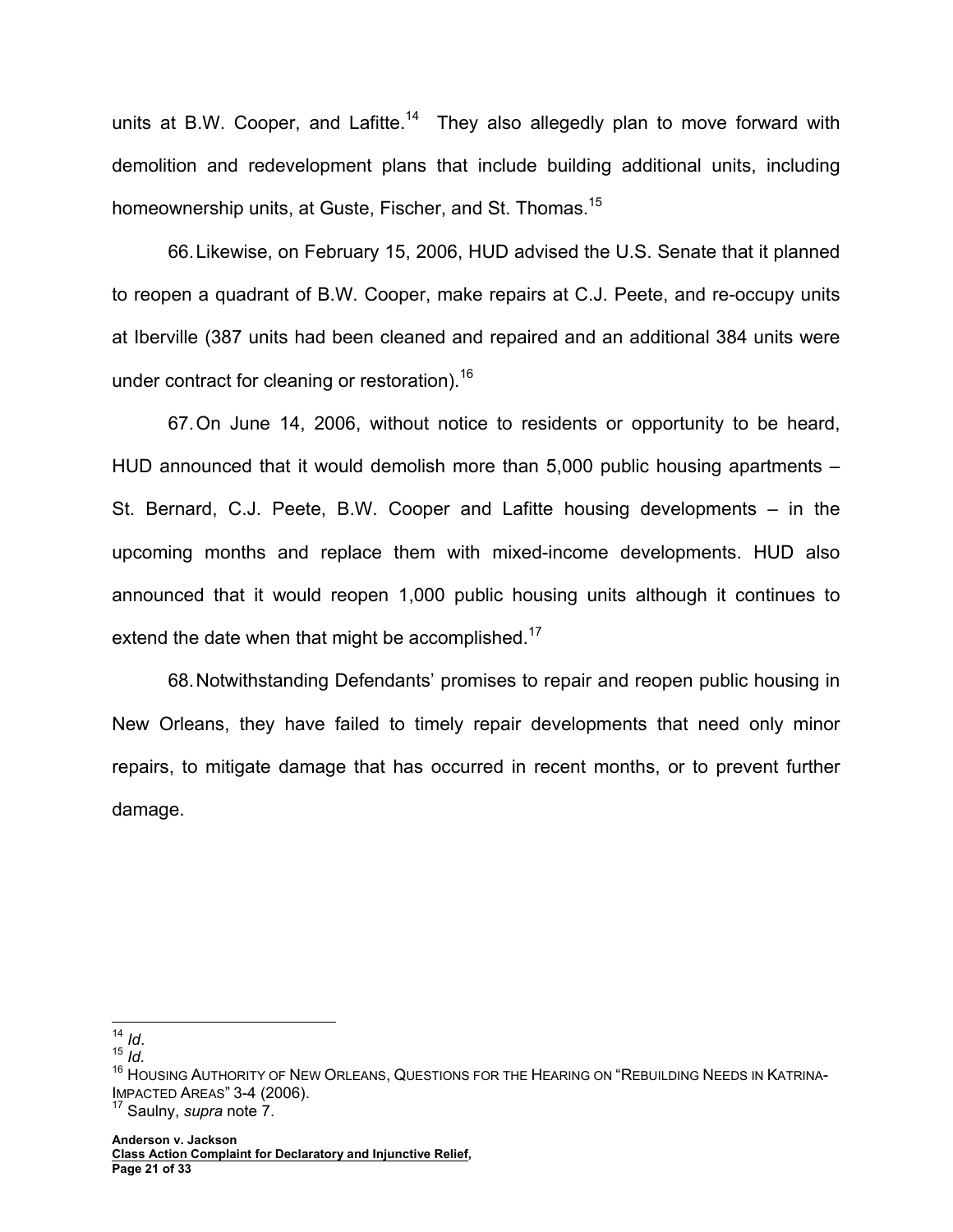units at B.W. Cooper, and Lafitte.[14] They also allegedly plan to move forward with demolition and redevelopment plans that include building additional units, including homeownership units, at Guste, Fischer, and St. Thomas.[15]

66. Likewise, on February 15, 2006, HUD advised the U.S. Senate that it planned to reopen a quadrant of B.W. Cooper, make repairs at C.J. Peete, and re-occupy units at Iberville (387 units had been cleaned and repaired and an additional 384 units were under contract for cleaning or restoration).[16]

67. On June 14, 2006, without notice to residents or opportunity to be heard, HUD announced that it would demolish more than 5,000 public housing apartments – St. Bernard, C.J. Peete, B.W. Cooper and Lafitte housing developments – in the upcoming months and replace them with mixed-income developments. HUD also announced that it would reopen 1,000 public housing units although it continues to extend the date when that might be accomplished.[17]

68. Notwithstanding Defendants' promises to repair and reopen public housing in New Orleans, they have failed to timely repair developments that need only minor repairs, to mitigate damage that has occurred in recent months, or to prevent further damage.

---

[14] *Id*.

[15] *Id.*

[16] HOUSING AUTHORITY OF NEW ORLEANS, QUESTIONS FOR THE HEARING ON "REBUILDING NEEDS IN KATRINA-IMPACTED AREAS" 3-4 (2006).

[17] Saulny, *supra* note 7.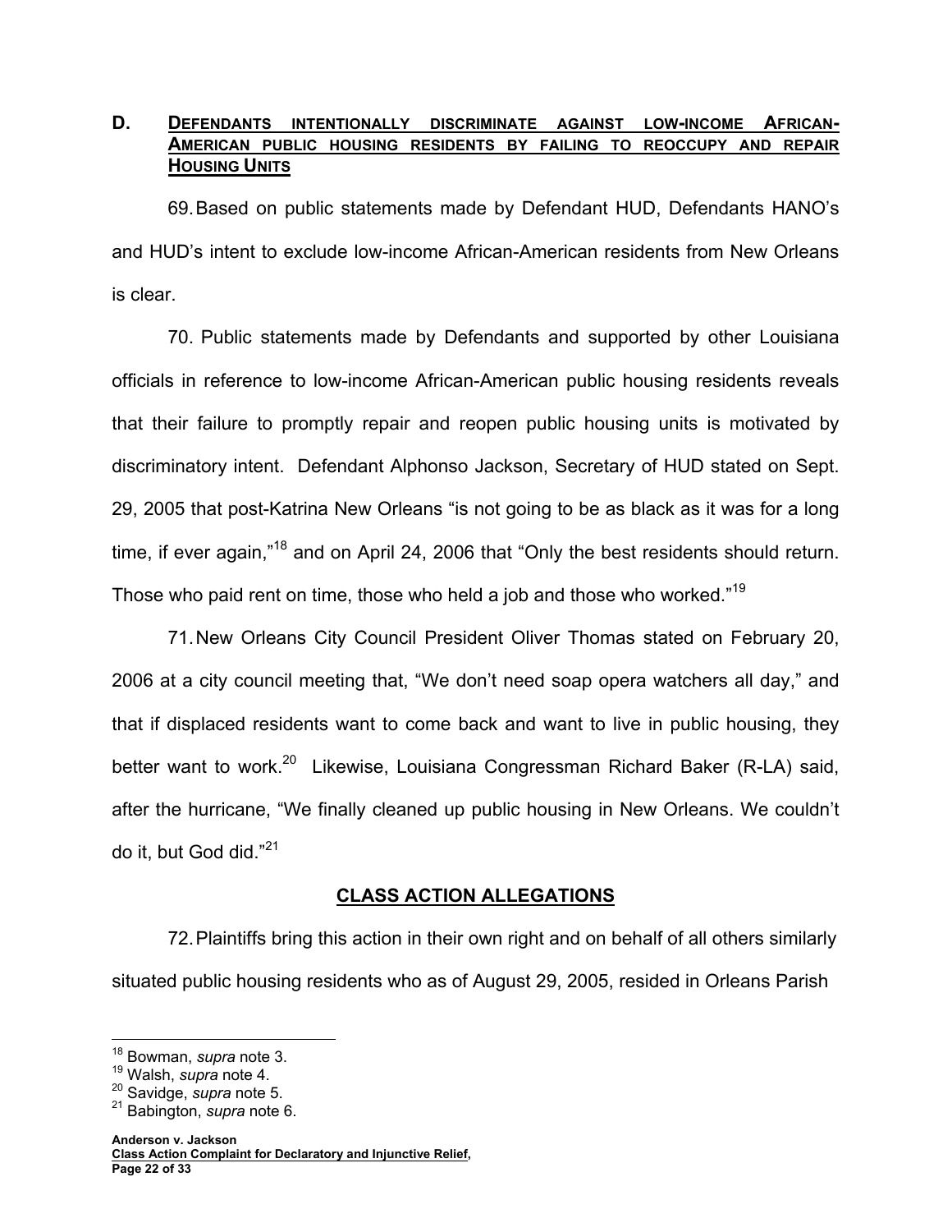## D. DEFENDANTS INTENTIONALLY DISCRIMINATE AGAINST LOW-INCOME AFRICAN-AMERICAN PUBLIC HOUSING RESIDENTS BY FAILING TO REOCCUPY AND REPAIR HOUSING UNITS

69. Based on public statements made by Defendant HUD, Defendants HANO's and HUD's intent to exclude low-income African-American residents from New Orleans is clear.

70. Public statements made by Defendants and supported by other Louisiana officials in reference to low-income African-American public housing residents reveals that their failure to promptly repair and reopen public housing units is motivated by discriminatory intent. Defendant Alphonso Jackson, Secretary of HUD stated on Sept. 29, 2005 that post-Katrina New Orleans "is not going to be as black as it was for a long time, if ever again,"[18] and on April 24, 2006 that "Only the best residents should return. Those who paid rent on time, those who held a job and those who worked."[19]

71. New Orleans City Council President Oliver Thomas stated on February 20, 2006 at a city council meeting that, "We don't need soap opera watchers all day," and that if displaced residents want to come back and want to live in public housing, they better want to work.[20] Likewise, Louisiana Congressman Richard Baker (R-LA) said, after the hurricane, "We finally cleaned up public housing in New Orleans. We couldn't do it, but God did."[21]

## CLASS ACTION ALLEGATIONS

72. Plaintiffs bring this action in their own right and on behalf of all others similarly situated public housing residents who as of August 29, 2005, resided in Orleans Parish

---

[18] Bowman, *supra* note 3.

[19] Walsh, *supra* note 4.

[20] Savidge, *supra* note 5.

[21] Babington, *supra* note 6.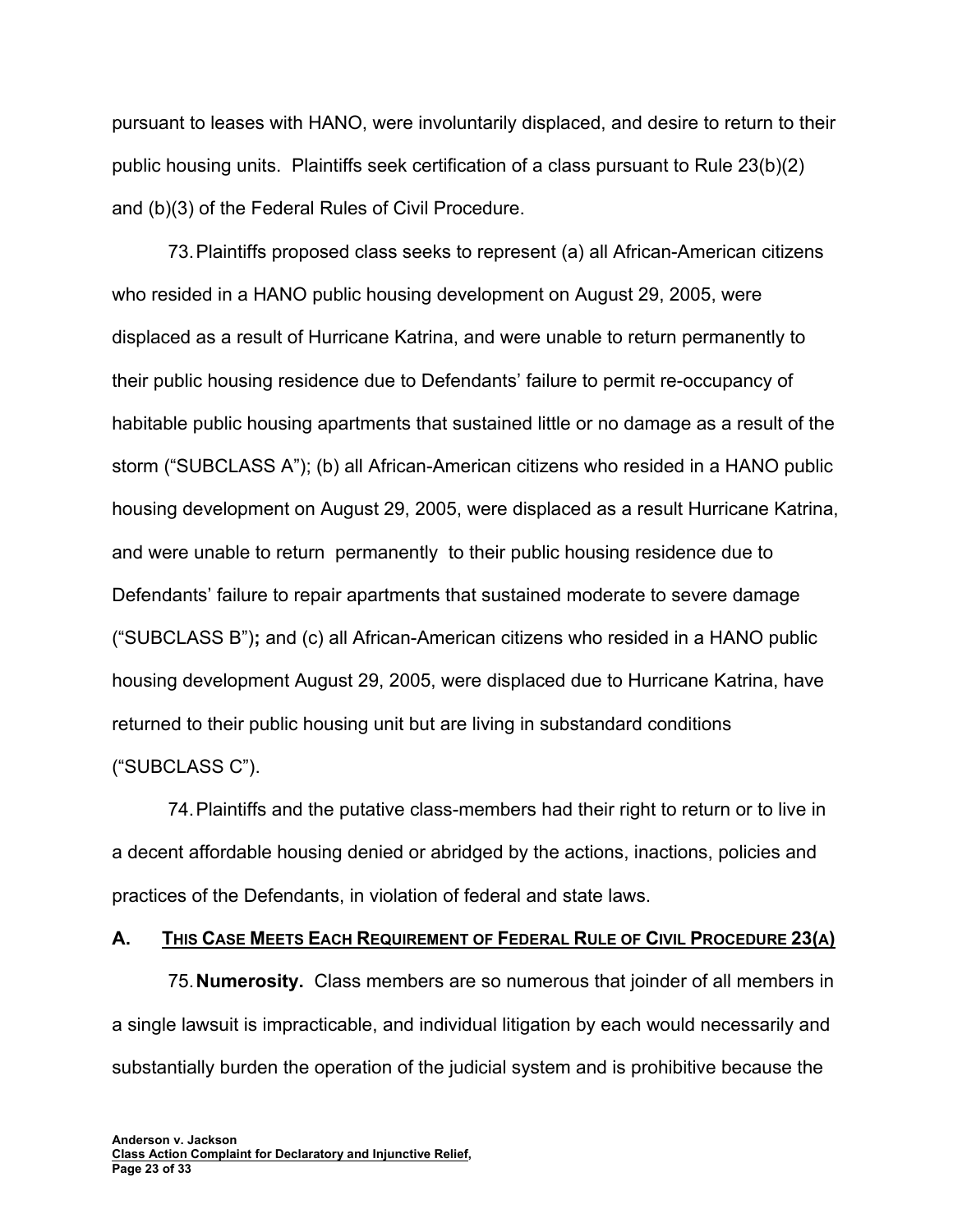pursuant to leases with HANO, were involuntarily displaced, and desire to return to their public housing units. Plaintiffs seek certification of a class pursuant to Rule 23(b)(2) and (b)(3) of the Federal Rules of Civil Procedure.

73. Plaintiffs proposed class seeks to represent (a) all African-American citizens who resided in a HANO public housing development on August 29, 2005, were displaced as a result of Hurricane Katrina, and were unable to return permanently to their public housing residence due to Defendants' failure to permit re-occupancy of habitable public housing apartments that sustained little or no damage as a result of the storm ("SUBCLASS A"); (b) all African-American citizens who resided in a HANO public housing development on August 29, 2005, were displaced as a result Hurricane Katrina, and were unable to return permanently to their public housing residence due to Defendants' failure to repair apartments that sustained moderate to severe damage ("SUBCLASS B")**;** and (c) all African-American citizens who resided in a HANO public housing development August 29, 2005, were displaced due to Hurricane Katrina, have returned to their public housing unit but are living in substandard conditions ("SUBCLASS C").

74. Plaintiffs and the putative class-members had their right to return or to live in a decent affordable housing denied or abridged by the actions, inactions, policies and practices of the Defendants, in violation of federal and state laws.

## A. <u>This Case Meets Each Requirement of Federal Rule of Civil Procedure 23(a)</u>

75. **Numerosity.** Class members are so numerous that joinder of all members in a single lawsuit is impracticable, and individual litigation by each would necessarily and substantially burden the operation of the judicial system and is prohibitive because the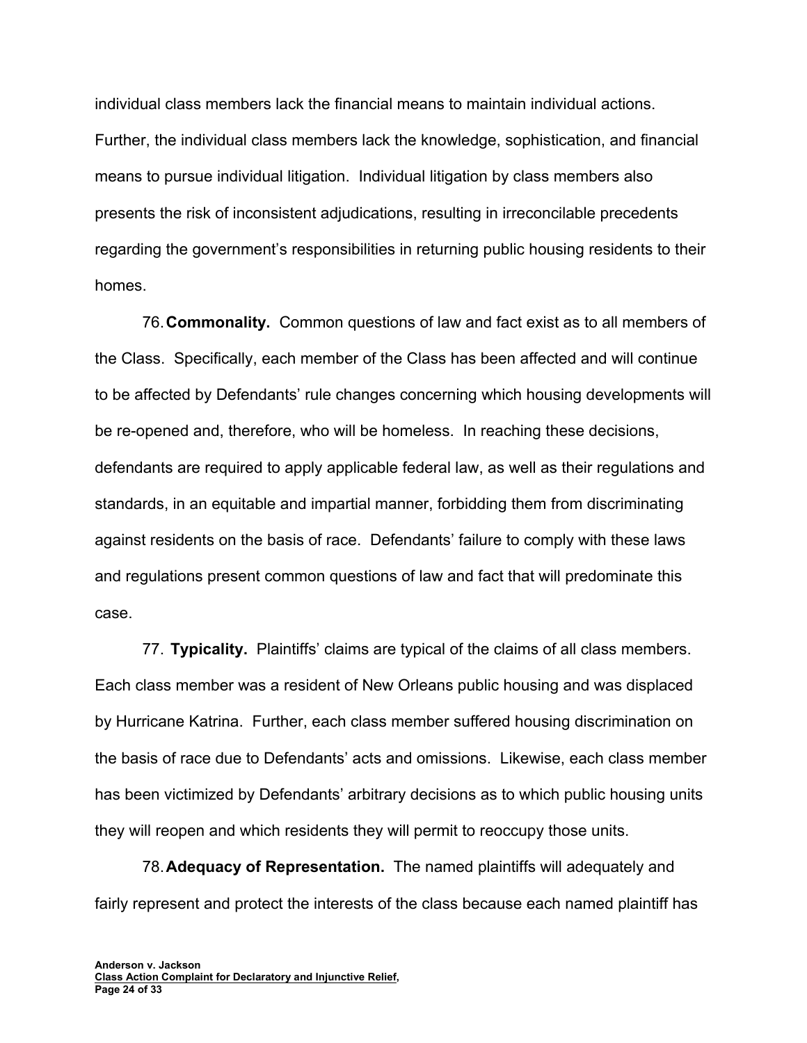individual class members lack the financial means to maintain individual actions. Further, the individual class members lack the knowledge, sophistication, and financial means to pursue individual litigation. Individual litigation by class members also presents the risk of inconsistent adjudications, resulting in irreconcilable precedents regarding the government's responsibilities in returning public housing residents to their homes.

76. **Commonality.** Common questions of law and fact exist as to all members of the Class. Specifically, each member of the Class has been affected and will continue to be affected by Defendants' rule changes concerning which housing developments will be re-opened and, therefore, who will be homeless. In reaching these decisions, defendants are required to apply applicable federal law, as well as their regulations and standards, in an equitable and impartial manner, forbidding them from discriminating against residents on the basis of race. Defendants' failure to comply with these laws and regulations present common questions of law and fact that will predominate this case.

77. **Typicality.** Plaintiffs' claims are typical of the claims of all class members. Each class member was a resident of New Orleans public housing and was displaced by Hurricane Katrina. Further, each class member suffered housing discrimination on the basis of race due to Defendants' acts and omissions. Likewise, each class member has been victimized by Defendants' arbitrary decisions as to which public housing units they will reopen and which residents they will permit to reoccupy those units.

78. **Adequacy of Representation.** The named plaintiffs will adequately and fairly represent and protect the interests of the class because each named plaintiff has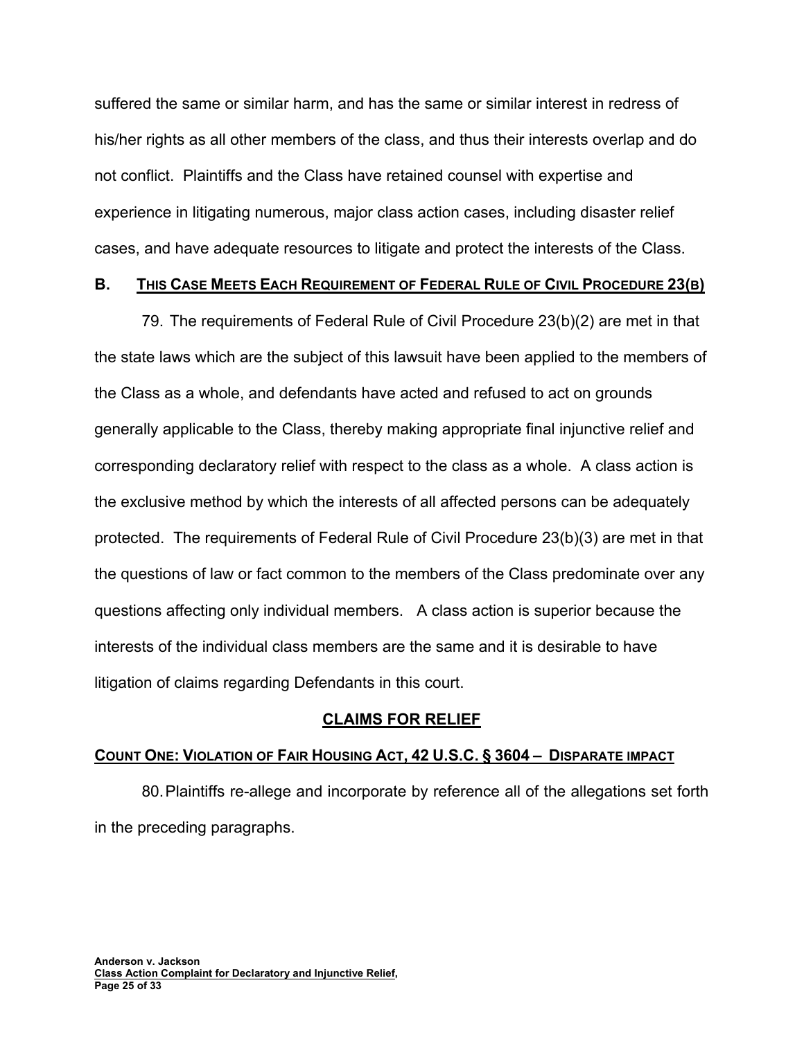suffered the same or similar harm, and has the same or similar interest in redress of his/her rights as all other members of the class, and thus their interests overlap and do not conflict. Plaintiffs and the Class have retained counsel with expertise and experience in litigating numerous, major class action cases, including disaster relief cases, and have adequate resources to litigate and protect the interests of the Class.

### B. THIS CASE MEETS EACH REQUIREMENT OF FEDERAL RULE OF CIVIL PROCEDURE 23(B)

79. The requirements of Federal Rule of Civil Procedure 23(b)(2) are met in that the state laws which are the subject of this lawsuit have been applied to the members of the Class as a whole, and defendants have acted and refused to act on grounds generally applicable to the Class, thereby making appropriate final injunctive relief and corresponding declaratory relief with respect to the class as a whole. A class action is the exclusive method by which the interests of all affected persons can be adequately protected. The requirements of Federal Rule of Civil Procedure 23(b)(3) are met in that the questions of law or fact common to the members of the Class predominate over any questions affecting only individual members. A class action is superior because the interests of the individual class members are the same and it is desirable to have litigation of claims regarding Defendants in this court.

## CLAIMS FOR RELIEF

### COUNT ONE: VIOLATION OF FAIR HOUSING ACT, 42 U.S.C. § 3604 – DISPARATE IMPACT

80. Plaintiffs re-allege and incorporate by reference all of the allegations set forth in the preceding paragraphs.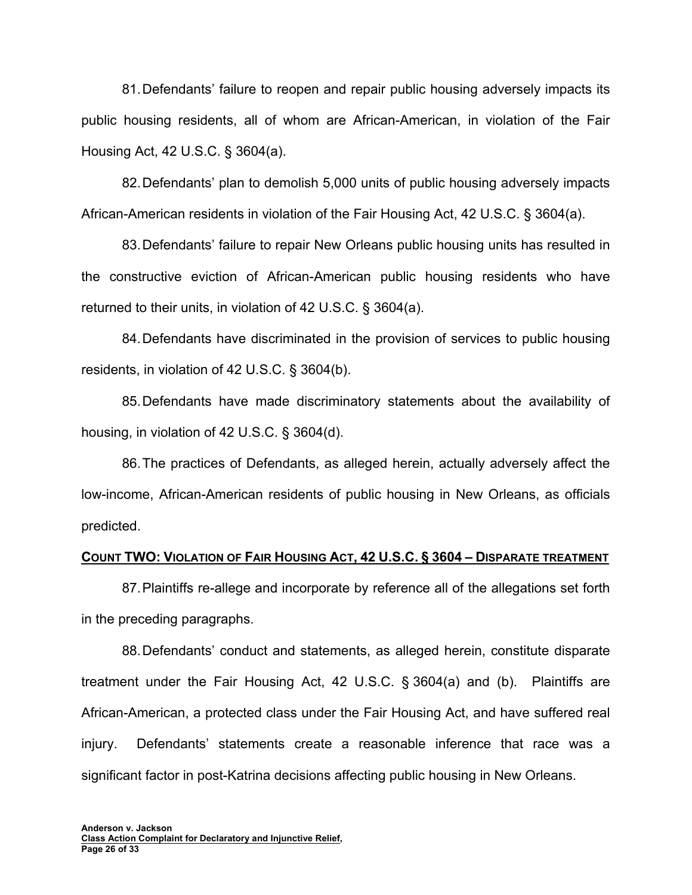81. Defendants' failure to reopen and repair public housing adversely impacts its public housing residents, all of whom are African-American, in violation of the Fair Housing Act, 42 U.S.C. § 3604(a).

82. Defendants' plan to demolish 5,000 units of public housing adversely impacts African-American residents in violation of the Fair Housing Act, 42 U.S.C. § 3604(a).

83. Defendants' failure to repair New Orleans public housing units has resulted in the constructive eviction of African-American public housing residents who have returned to their units, in violation of 42 U.S.C. § 3604(a).

84. Defendants have discriminated in the provision of services to public housing residents, in violation of 42 U.S.C. § 3604(b).

85. Defendants have made discriminatory statements about the availability of housing, in violation of 42 U.S.C. § 3604(d).

86. The practices of Defendants, as alleged herein, actually adversely affect the low-income, African-American residents of public housing in New Orleans, as officials predicted.

**COUNT TWO: VIOLATION OF FAIR HOUSING ACT, 42 U.S.C. § 3604 – DISPARATE TREATMENT**

87. Plaintiffs re-allege and incorporate by reference all of the allegations set forth in the preceding paragraphs.

88. Defendants' conduct and statements, as alleged herein, constitute disparate treatment under the Fair Housing Act, 42 U.S.C. § 3604(a) and (b). Plaintiffs are African-American, a protected class under the Fair Housing Act, and have suffered real injury. Defendants' statements create a reasonable inference that race was a significant factor in post-Katrina decisions affecting public housing in New Orleans.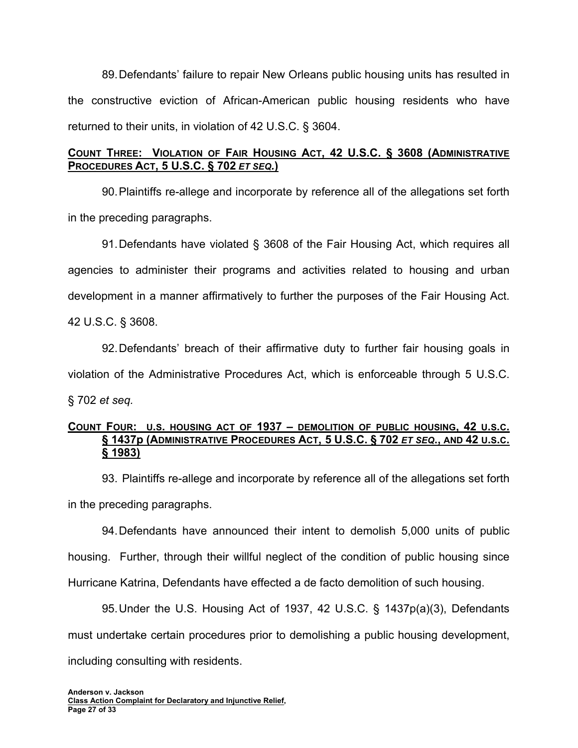89. Defendants' failure to repair New Orleans public housing units has resulted in the constructive eviction of African-American public housing residents who have returned to their units, in violation of 42 U.S.C. § 3604.

**<u>COUNT THREE: VIOLATION OF FAIR HOUSING ACT, 42 U.S.C. § 3608 (ADMINISTRATIVE PROCEDURES ACT, 5 U.S.C. § 702 *ET SEQ.*)</u>**

90. Plaintiffs re-allege and incorporate by reference all of the allegations set forth in the preceding paragraphs.

91. Defendants have violated § 3608 of the Fair Housing Act, which requires all agencies to administer their programs and activities related to housing and urban development in a manner affirmatively to further the purposes of the Fair Housing Act. 42 U.S.C. § 3608.

92. Defendants' breach of their affirmative duty to further fair housing goals in violation of the Administrative Procedures Act, which is enforceable through 5 U.S.C. § 702 *et seq.*

**<u>COUNT FOUR: U.S. HOUSING ACT OF 1937 – DEMOLITION OF PUBLIC HOUSING, 42 U.S.C. § 1437p (ADMINISTRATIVE PROCEDURES ACT, 5 U.S.C. § 702 *ET SEQ.*, AND 42 U.S.C. § 1983)</u>**

93. Plaintiffs re-allege and incorporate by reference all of the allegations set forth in the preceding paragraphs.

94. Defendants have announced their intent to demolish 5,000 units of public housing. Further, through their willful neglect of the condition of public housing since Hurricane Katrina, Defendants have effected a de facto demolition of such housing.

95. Under the U.S. Housing Act of 1937, 42 U.S.C. § 1437p(a)(3), Defendants must undertake certain procedures prior to demolishing a public housing development, including consulting with residents.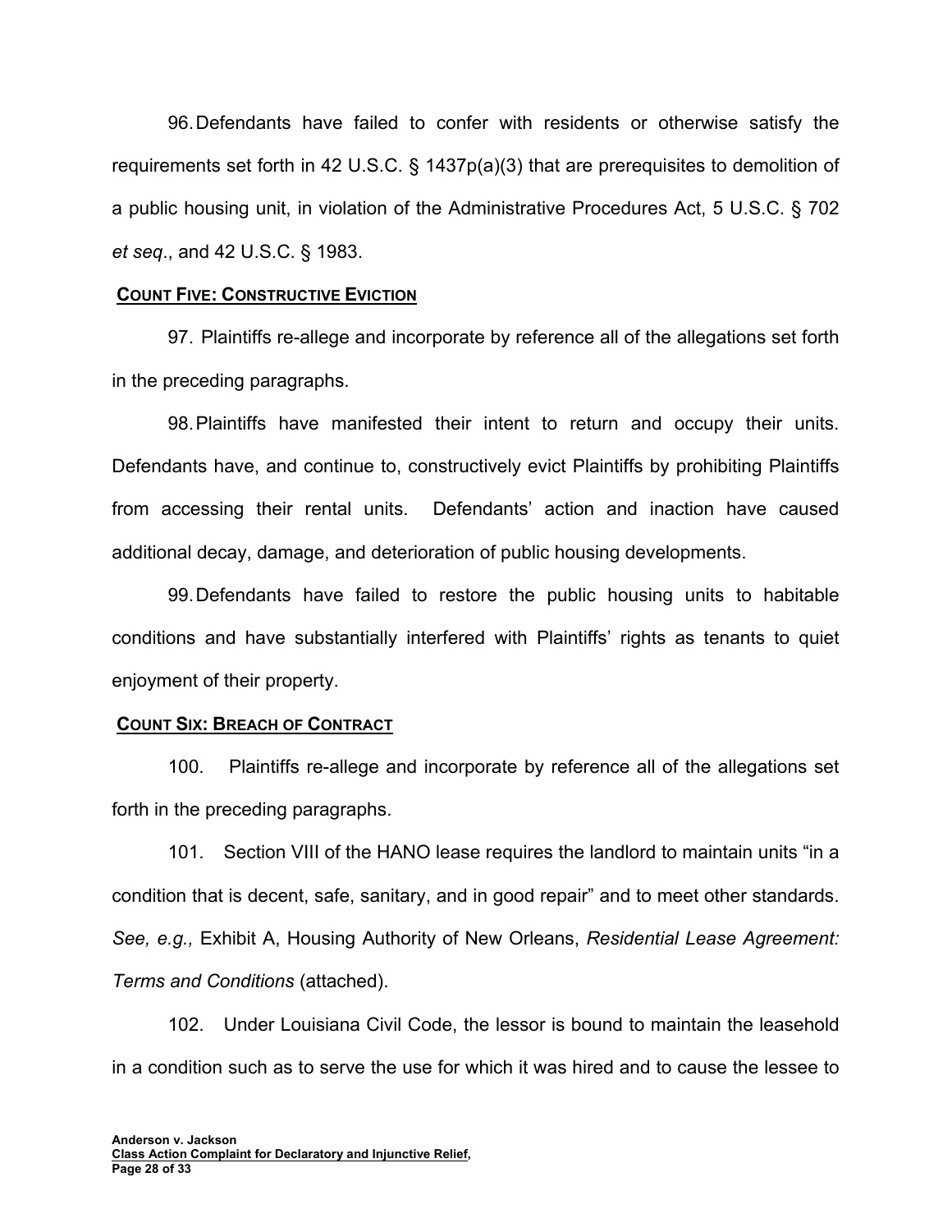96. Defendants have failed to confer with residents or otherwise satisfy the requirements set forth in 42 U.S.C. § 1437p(a)(3) that are prerequisites to demolition of a public housing unit, in violation of the Administrative Procedures Act, 5 U.S.C. § 702 *et seq*., and 42 U.S.C. § 1983.

**COUNT FIVE: CONSTRUCTIVE EVICTION**

97. Plaintiffs re-allege and incorporate by reference all of the allegations set forth in the preceding paragraphs.

98. Plaintiffs have manifested their intent to return and occupy their units. Defendants have, and continue to, constructively evict Plaintiffs by prohibiting Plaintiffs from accessing their rental units. Defendants' action and inaction have caused additional decay, damage, and deterioration of public housing developments.

99. Defendants have failed to restore the public housing units to habitable conditions and have substantially interfered with Plaintiffs' rights as tenants to quiet enjoyment of their property.

**COUNT SIX: BREACH OF CONTRACT**

100. Plaintiffs re-allege and incorporate by reference all of the allegations set forth in the preceding paragraphs.

101. Section VIII of the HANO lease requires the landlord to maintain units "in a condition that is decent, safe, sanitary, and in good repair" and to meet other standards. *See, e.g.,* Exhibit A, Housing Authority of New Orleans, *Residential Lease Agreement: Terms and Conditions* (attached).

102. Under Louisiana Civil Code, the lessor is bound to maintain the leasehold in a condition such as to serve the use for which it was hired and to cause the lessee to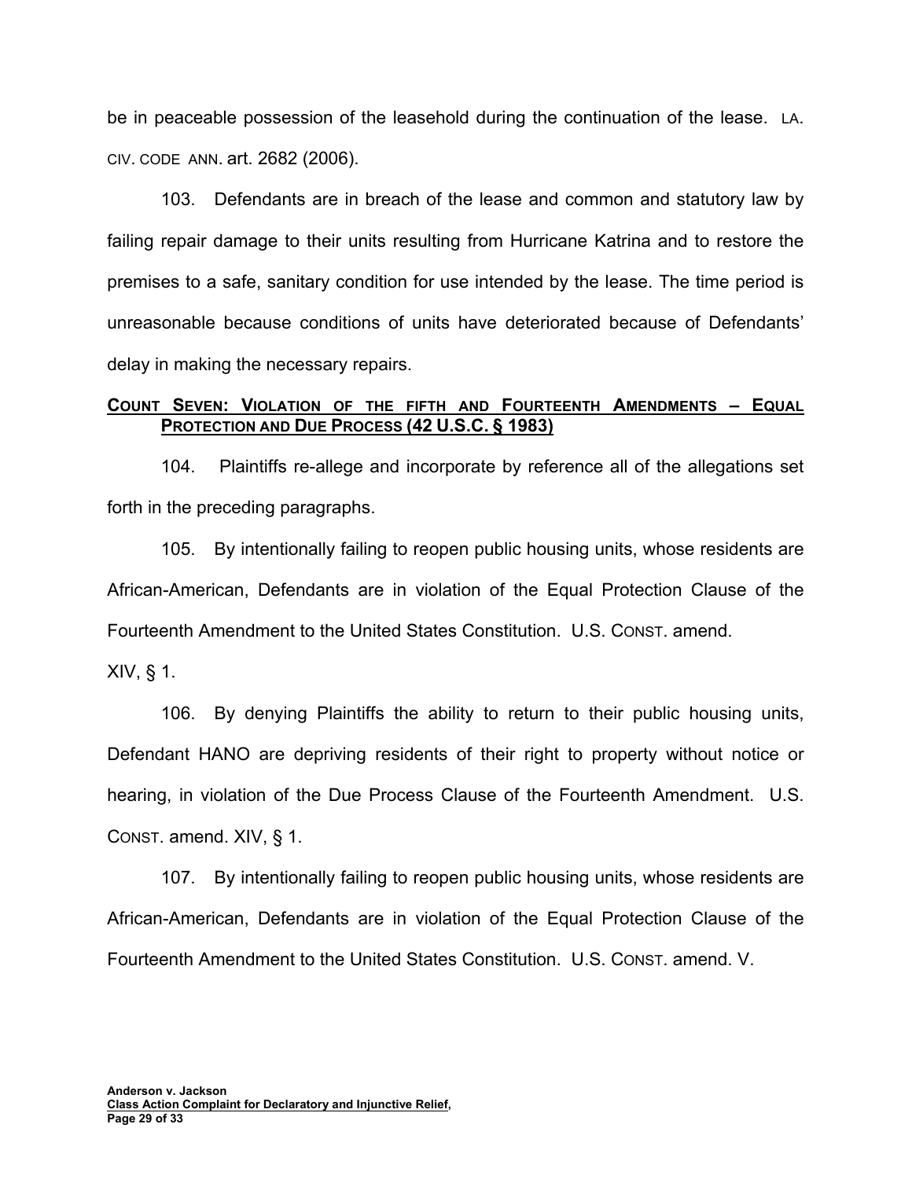be in peaceable possession of the leasehold during the continuation of the lease. LA. CIV. CODE ANN. art. 2682 (2006).

103. Defendants are in breach of the lease and common and statutory law by failing repair damage to their units resulting from Hurricane Katrina and to restore the premises to a safe, sanitary condition for use intended by the lease. The time period is unreasonable because conditions of units have deteriorated because of Defendants' delay in making the necessary repairs.

**COUNT SEVEN: VIOLATION OF THE FIFTH AND FOURTEENTH AMENDMENTS – EQUAL PROTECTION AND DUE PROCESS (42 U.S.C. § 1983)**

104. Plaintiffs re-allege and incorporate by reference all of the allegations set forth in the preceding paragraphs.

105. By intentionally failing to reopen public housing units, whose residents are African-American, Defendants are in violation of the Equal Protection Clause of the Fourteenth Amendment to the United States Constitution. U.S. CONST. amend. XIV, § 1.

106. By denying Plaintiffs the ability to return to their public housing units, Defendant HANO are depriving residents of their right to property without notice or hearing, in violation of the Due Process Clause of the Fourteenth Amendment. U.S. CONST. amend. XIV, § 1.

107. By intentionally failing to reopen public housing units, whose residents are African-American, Defendants are in violation of the Equal Protection Clause of the Fourteenth Amendment to the United States Constitution. U.S. CONST. amend. V.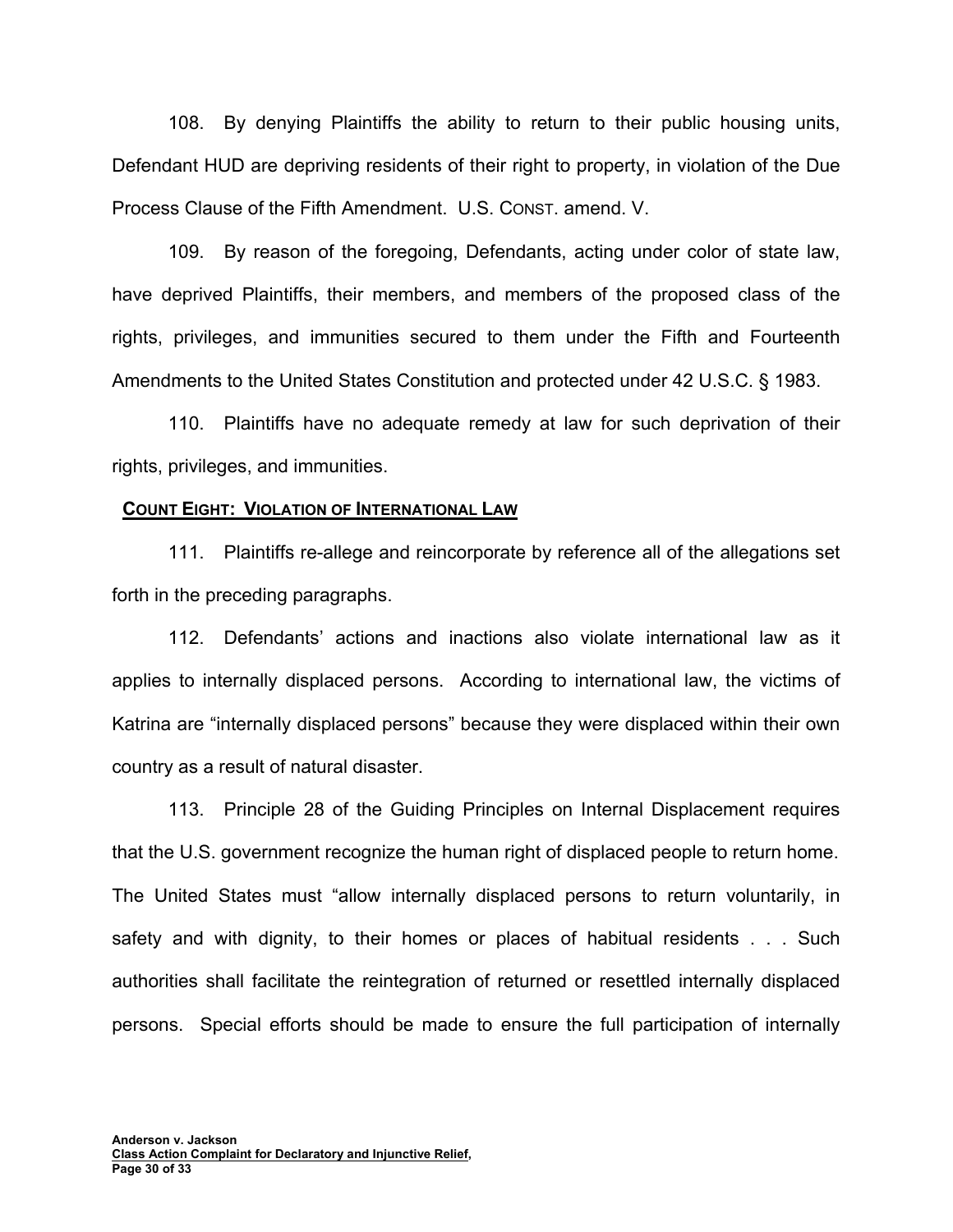108. By denying Plaintiffs the ability to return to their public housing units, Defendant HUD are depriving residents of their right to property, in violation of the Due Process Clause of the Fifth Amendment. U.S. CONST. amend. V.

109. By reason of the foregoing, Defendants, acting under color of state law, have deprived Plaintiffs, their members, and members of the proposed class of the rights, privileges, and immunities secured to them under the Fifth and Fourteenth Amendments to the United States Constitution and protected under 42 U.S.C. § 1983.

110. Plaintiffs have no adequate remedy at law for such deprivation of their rights, privileges, and immunities.

**COUNT EIGHT: VIOLATION OF INTERNATIONAL LAW**

111. Plaintiffs re-allege and reincorporate by reference all of the allegations set forth in the preceding paragraphs.

112. Defendants' actions and inactions also violate international law as it applies to internally displaced persons. According to international law, the victims of Katrina are "internally displaced persons" because they were displaced within their own country as a result of natural disaster.

113. Principle 28 of the Guiding Principles on Internal Displacement requires that the U.S. government recognize the human right of displaced people to return home. The United States must "allow internally displaced persons to return voluntarily, in safety and with dignity, to their homes or places of habitual residents . . . Such authorities shall facilitate the reintegration of returned or resettled internally displaced persons. Special efforts should be made to ensure the full participation of internally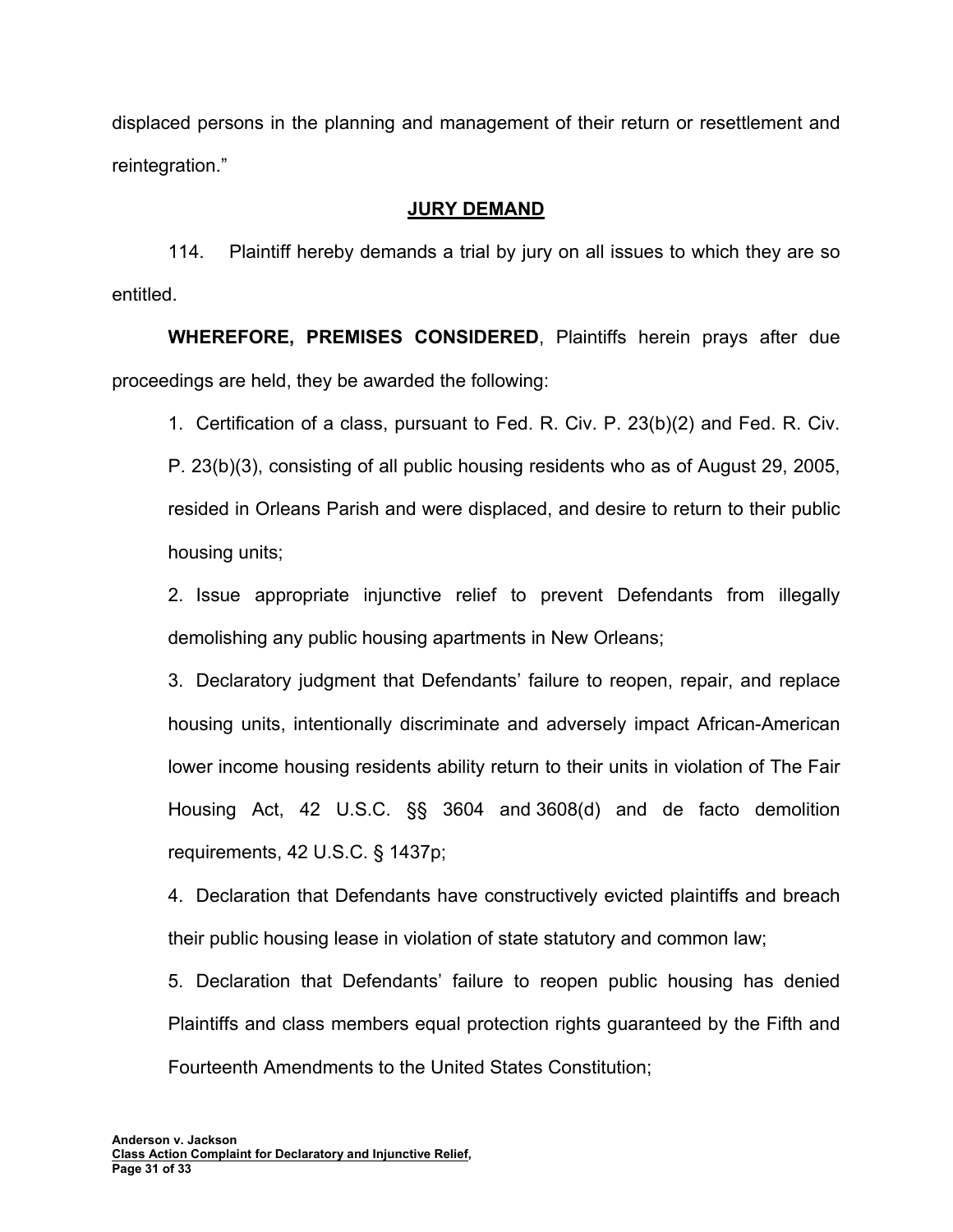displaced persons in the planning and management of their return or resettlement and reintegration."

## JURY DEMAND

114. Plaintiff hereby demands a trial by jury on all issues to which they are so entitled.

**WHEREFORE, PREMISES CONSIDERED**, Plaintiffs herein prays after due proceedings are held, they be awarded the following:

1. Certification of a class, pursuant to Fed. R. Civ. P. 23(b)(2) and Fed. R. Civ. P. 23(b)(3), consisting of all public housing residents who as of August 29, 2005, resided in Orleans Parish and were displaced, and desire to return to their public housing units;

2. Issue appropriate injunctive relief to prevent Defendants from illegally demolishing any public housing apartments in New Orleans;

3. Declaratory judgment that Defendants' failure to reopen, repair, and replace housing units, intentionally discriminate and adversely impact African-American lower income housing residents ability return to their units in violation of The Fair Housing Act, 42 U.S.C. §§ 3604 and 3608(d) and de facto demolition requirements, 42 U.S.C. § 1437p;

4. Declaration that Defendants have constructively evicted plaintiffs and breach their public housing lease in violation of state statutory and common law;

5. Declaration that Defendants' failure to reopen public housing has denied Plaintiffs and class members equal protection rights guaranteed by the Fifth and Fourteenth Amendments to the United States Constitution;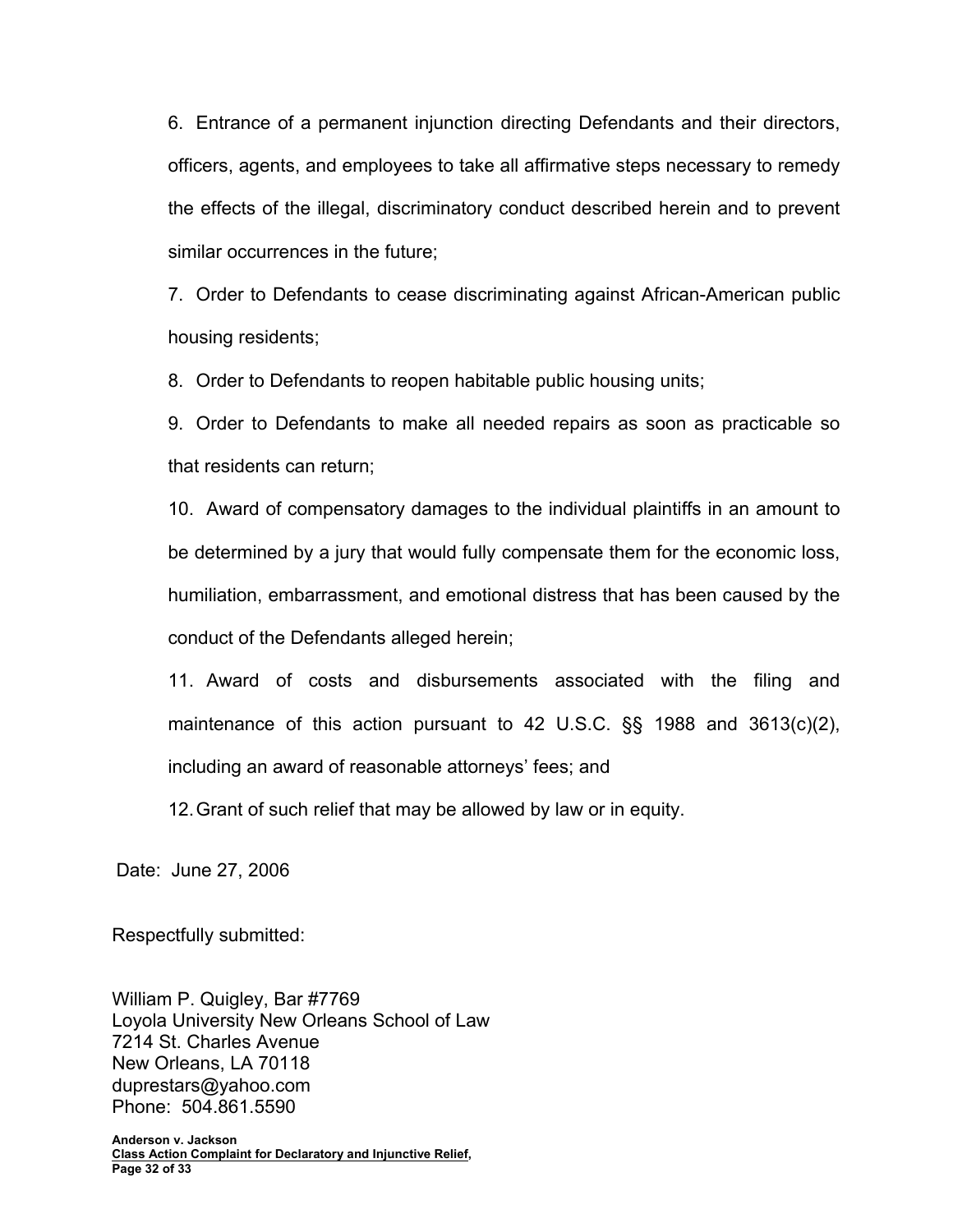6. Entrance of a permanent injunction directing Defendants and their directors, officers, agents, and employees to take all affirmative steps necessary to remedy the effects of the illegal, discriminatory conduct described herein and to prevent similar occurrences in the future;

7. Order to Defendants to cease discriminating against African-American public housing residents;

8. Order to Defendants to reopen habitable public housing units;

9. Order to Defendants to make all needed repairs as soon as practicable so that residents can return;

10. Award of compensatory damages to the individual plaintiffs in an amount to be determined by a jury that would fully compensate them for the economic loss, humiliation, embarrassment, and emotional distress that has been caused by the conduct of the Defendants alleged herein;

11. Award of costs and disbursements associated with the filing and maintenance of this action pursuant to 42 U.S.C. §§ 1988 and 3613(c)(2), including an award of reasonable attorneys' fees; and

12. Grant of such relief that may be allowed by law or in equity.

Date: June 27, 2006

Respectfully submitted:

William P. Quigley, Bar #7769
Loyola University New Orleans School of Law
7214 St. Charles Avenue
New Orleans, LA 70118
duprestars@yahoo.com
Phone: 504.861.5590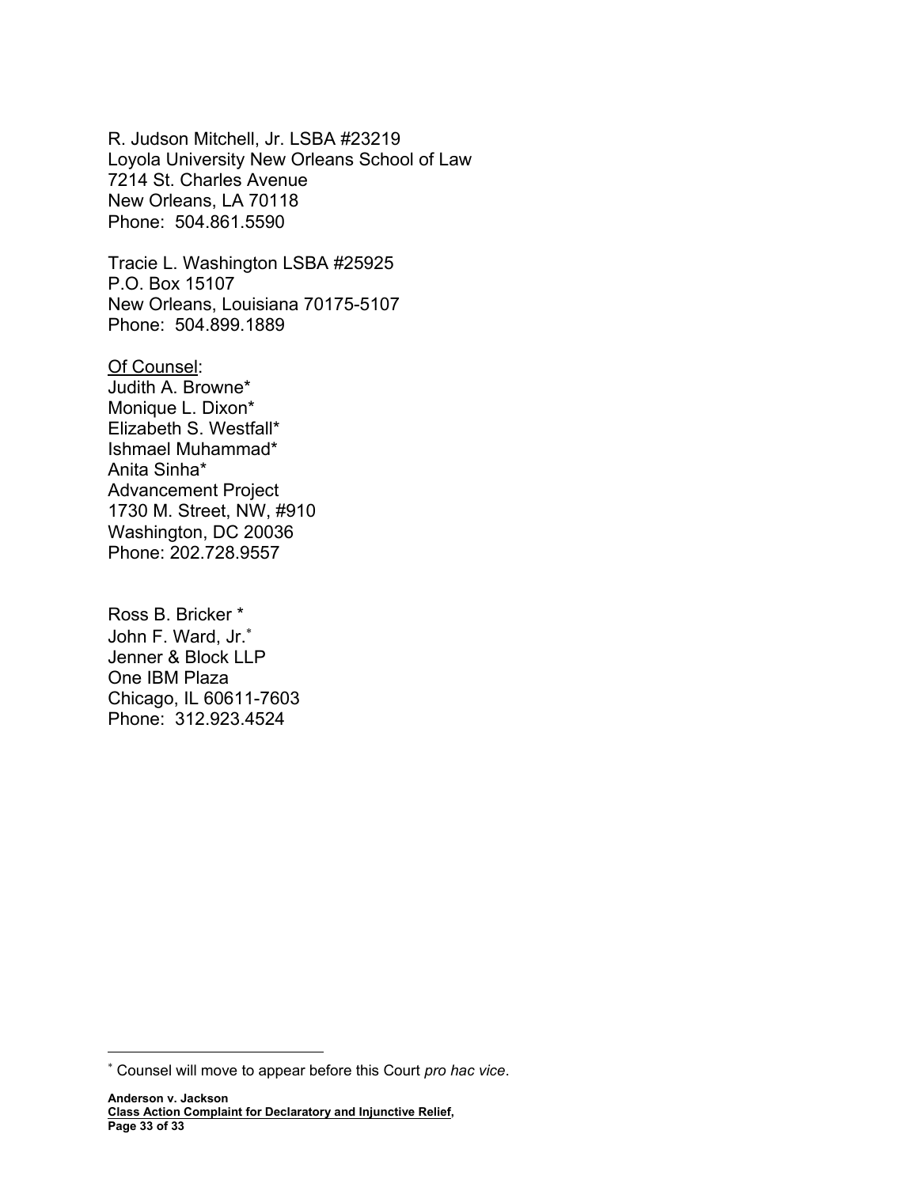R. Judson Mitchell, Jr. LSBA #23219
Loyola University New Orleans School of Law
7214 St. Charles Avenue
New Orleans, LA 70118
Phone: 504.861.5590

Tracie L. Washington LSBA #25925
P.O. Box 15107
New Orleans, Louisiana 70175-5107
Phone: 504.899.1889

Of Counsel:
Judith A. Browne*
Monique L. Dixon*
Elizabeth S. Westfall*
Ishmael Muhammad*
Anita Sinha*
Advancement Project
1730 M. Street, NW, #910
Washington, DC 20036
Phone: 202.728.9557

Ross B. Bricker *
John F. Ward, Jr.*
Jenner & Block LLP
One IBM Plaza
Chicago, IL 60611-7603
Phone: 312.923.4524

---

* Counsel will move to appear before this Court *pro hac vice*.